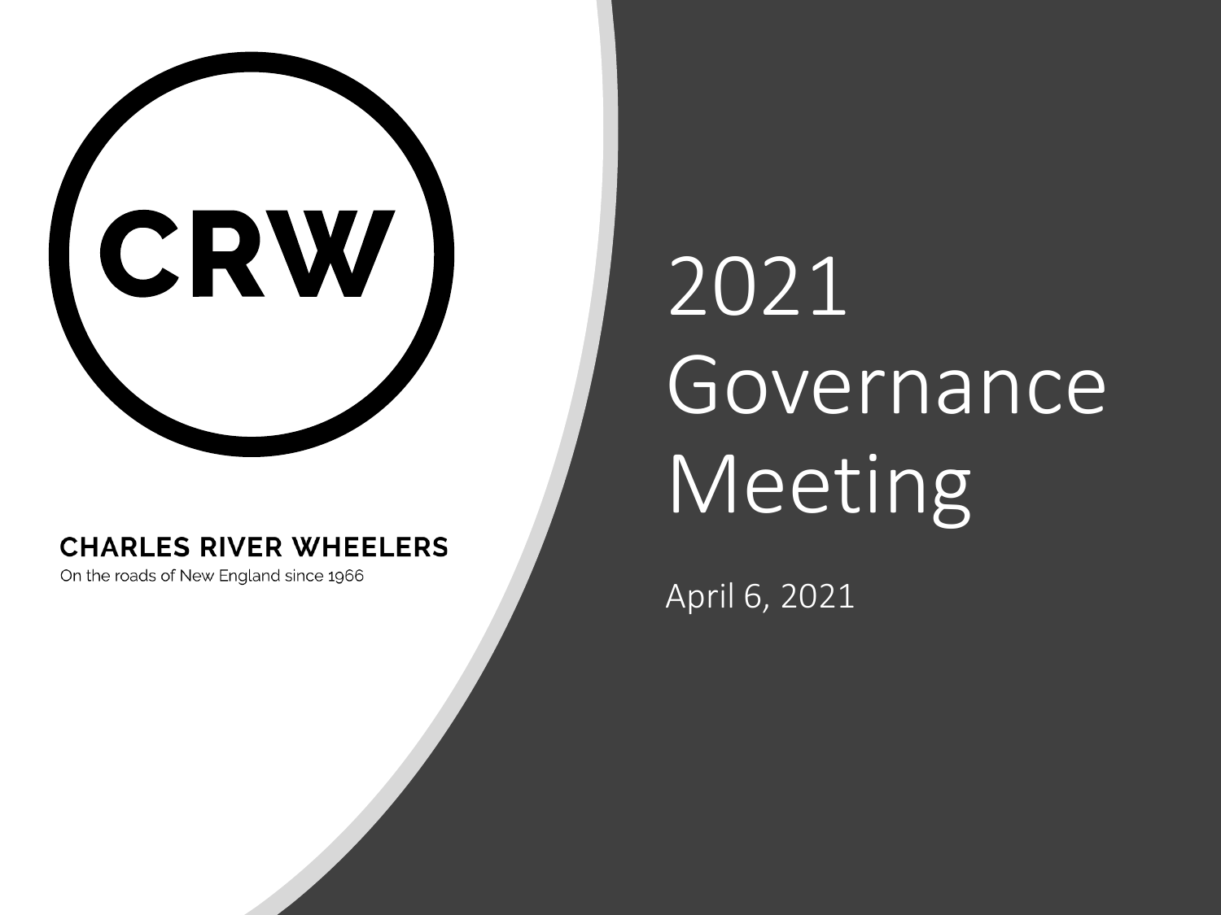CRW

**CHARLES RIVER WHEELERS**

On the roads of New England since 1966

# 2021 Governance Meeting

April 6, 2021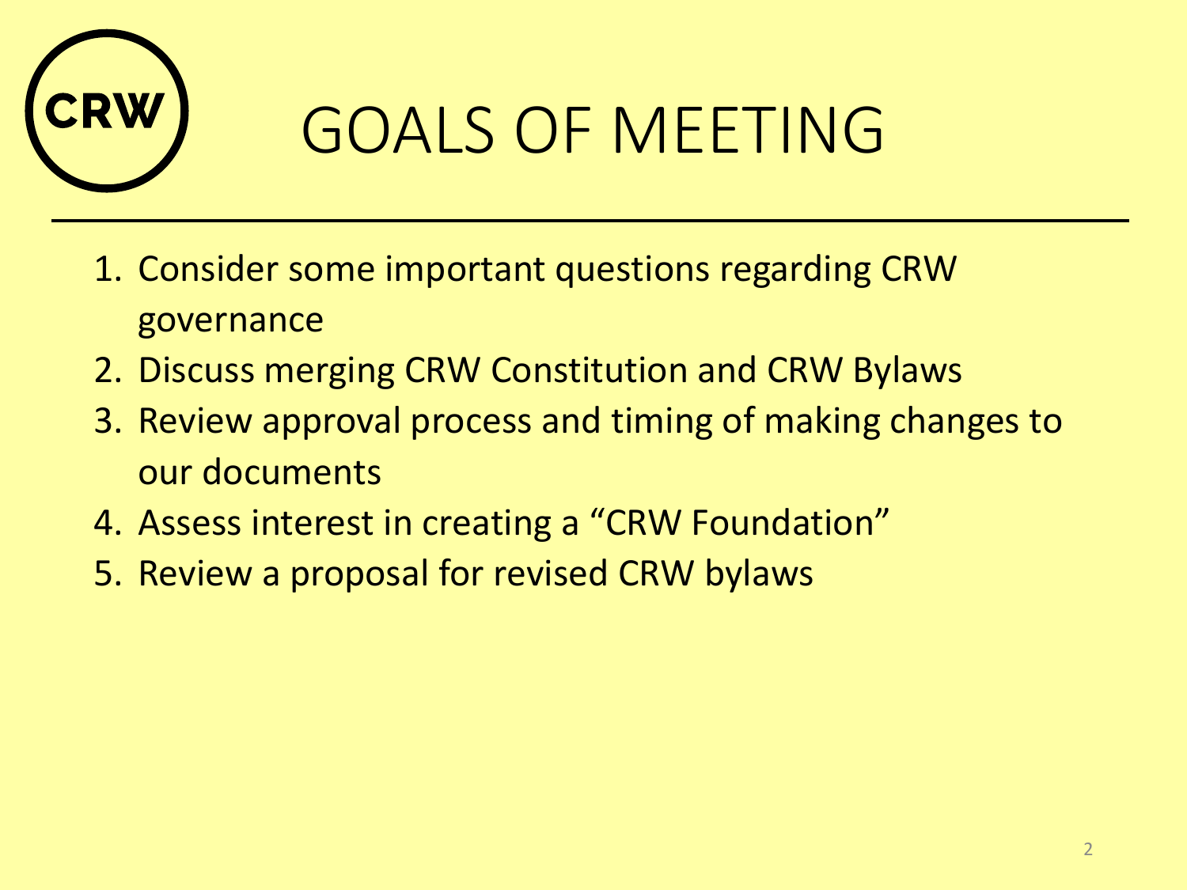# GOALS OF MEETING

1. Consider some important questions regarding CRW governance
2. Discuss merging CRW Constitution and CRW Bylaws
3. Review approval process and timing of making changes to our documents
4. Assess interest in creating a "CRW Foundation"
5. Review a proposal for revised CRW bylaws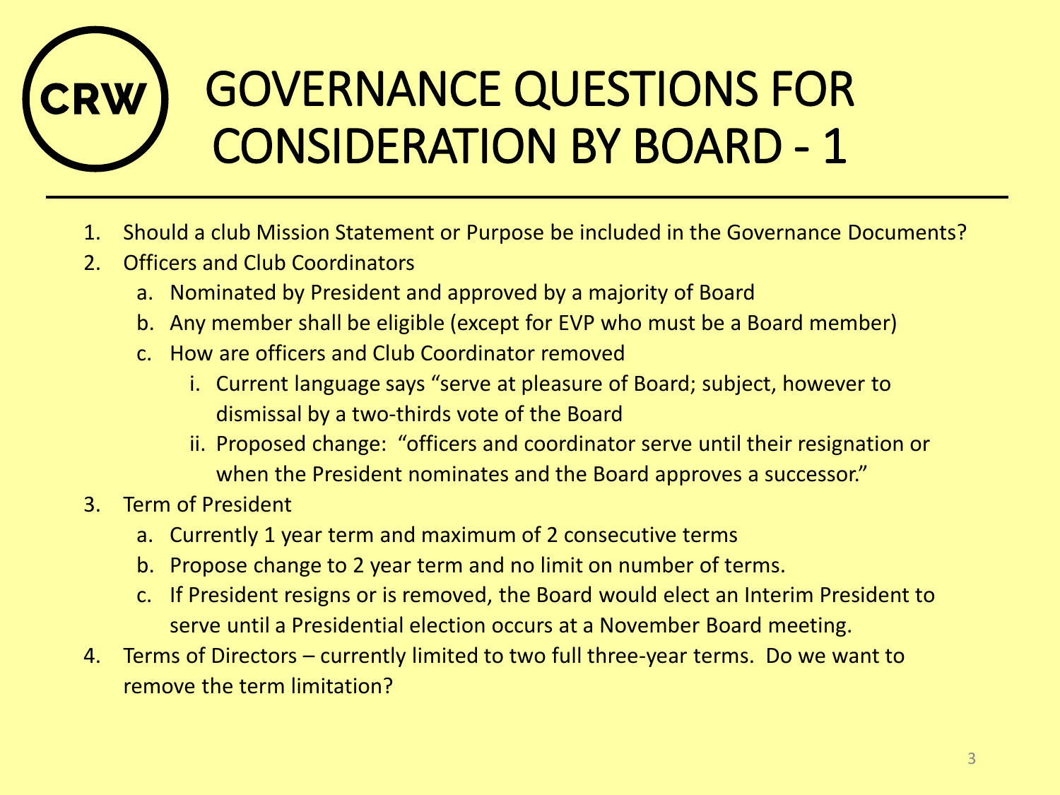# GOVERNANCE QUESTIONS FOR CONSIDERATION BY BOARD - 1

1. Should a club Mission Statement or Purpose be included in the Governance Documents?
2. Officers and Club Coordinators
   a. Nominated by President and approved by a majority of Board
   b. Any member shall be eligible (except for EVP who must be a Board member)
   c. How are officers and Club Coordinator removed
      i. Current language says "serve at pleasure of Board; subject, however to dismissal by a two-thirds vote of the Board
      ii. Proposed change: "officers and coordinator serve until their resignation or when the President nominates and the Board approves a successor."
3. Term of President
   a. Currently 1 year term and maximum of 2 consecutive terms
   b. Propose change to 2 year term and no limit on number of terms.
   c. If President resigns or is removed, the Board would elect an Interim President to serve until a Presidential election occurs at a November Board meeting.
4. Terms of Directors – currently limited to two full three-year terms. Do we want to remove the term limitation?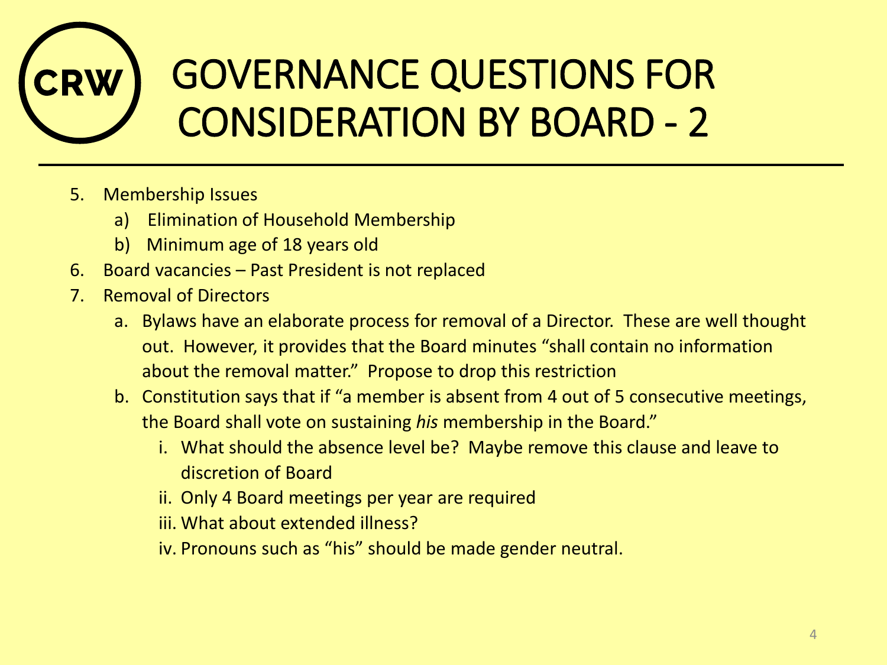# GOVERNANCE QUESTIONS FOR CONSIDERATION BY BOARD - 2

5. Membership Issues
   a) Elimination of Household Membership
   b) Minimum age of 18 years old
6. Board vacancies – Past President is not replaced
7. Removal of Directors
   a. Bylaws have an elaborate process for removal of a Director. These are well thought out. However, it provides that the Board minutes "shall contain no information about the removal matter." Propose to drop this restriction
   b. Constitution says that if "a member is absent from 4 out of 5 consecutive meetings, the Board shall vote on sustaining *his* membership in the Board."
      i. What should the absence level be? Maybe remove this clause and leave to discretion of Board
      ii. Only 4 Board meetings per year are required
      iii. What about extended illness?
      iv. Pronouns such as "his" should be made gender neutral.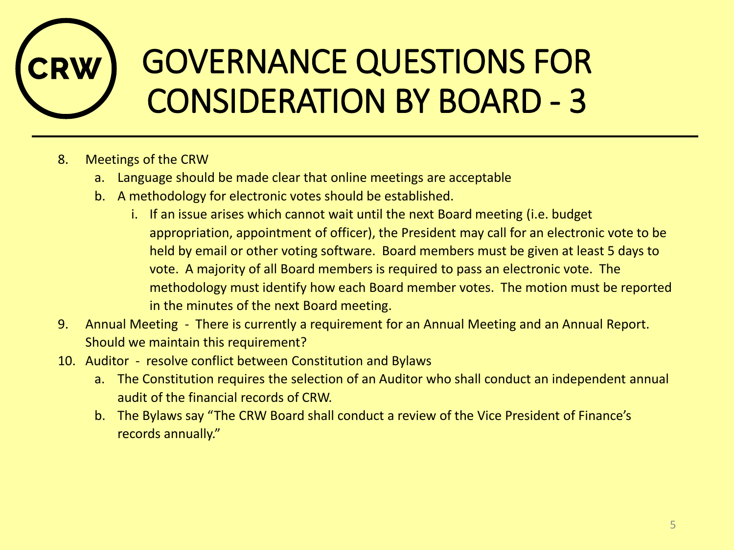# GOVERNANCE QUESTIONS FOR CONSIDERATION BY BOARD - 3

8. Meetings of the CRW
   a. Language should be made clear that online meetings are acceptable
   b. A methodology for electronic votes should be established.
      i. If an issue arises which cannot wait until the next Board meeting (i.e. budget appropriation, appointment of officer), the President may call for an electronic vote to be held by email or other voting software. Board members must be given at least 5 days to vote. A majority of all Board members is required to pass an electronic vote. The methodology must identify how each Board member votes. The motion must be reported in the minutes of the next Board meeting.
9. Annual Meeting - There is currently a requirement for an Annual Meeting and an Annual Report. Should we maintain this requirement?
10. Auditor - resolve conflict between Constitution and Bylaws
    a. The Constitution requires the selection of an Auditor who shall conduct an independent annual audit of the financial records of CRW.
    b. The Bylaws say "The CRW Board shall conduct a review of the Vice President of Finance's records annually."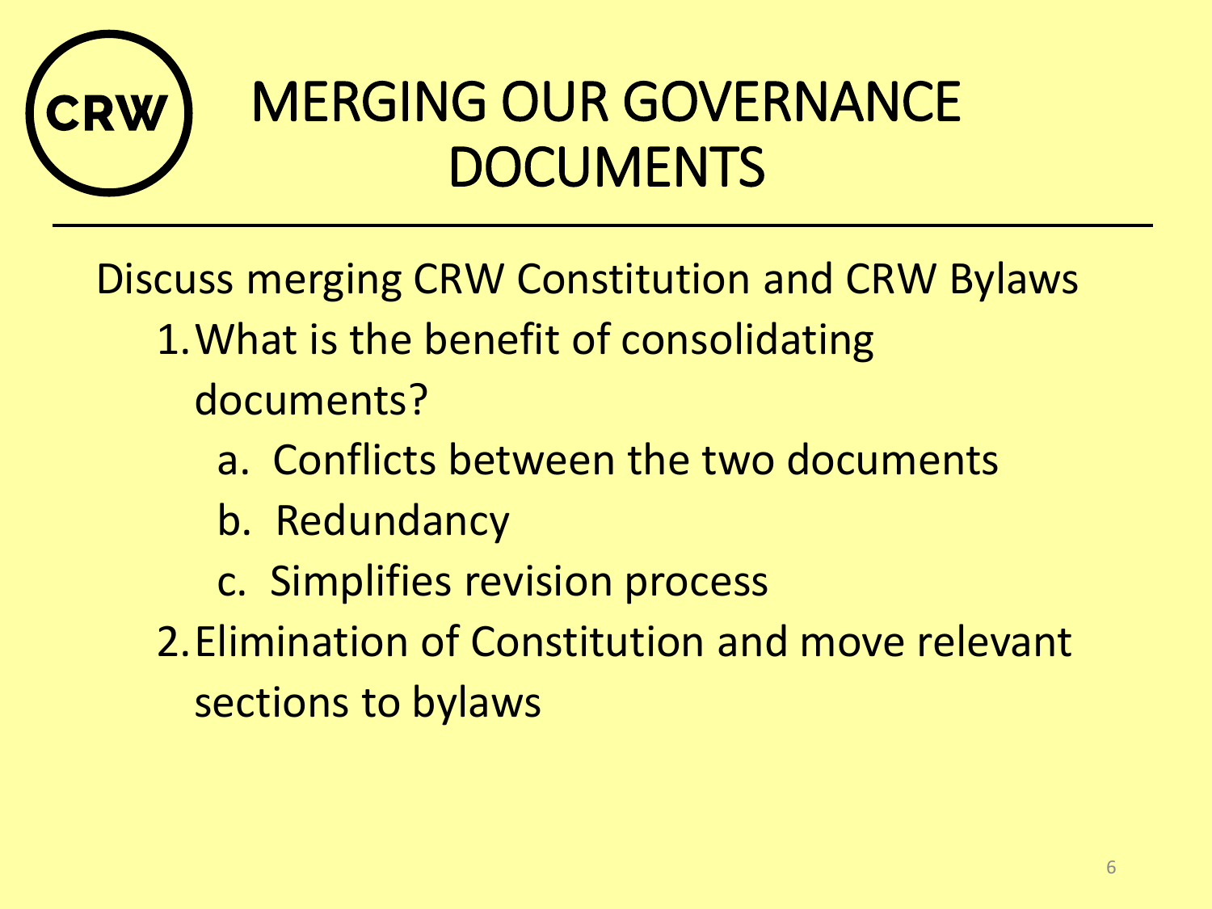# MERGING OUR GOVERNANCE DOCUMENTS

Discuss merging CRW Constitution and CRW Bylaws

1. What is the benefit of consolidating documents?
   a. Conflicts between the two documents
   b. Redundancy
   c. Simplifies revision process
2. Elimination of Constitution and move relevant sections to bylaws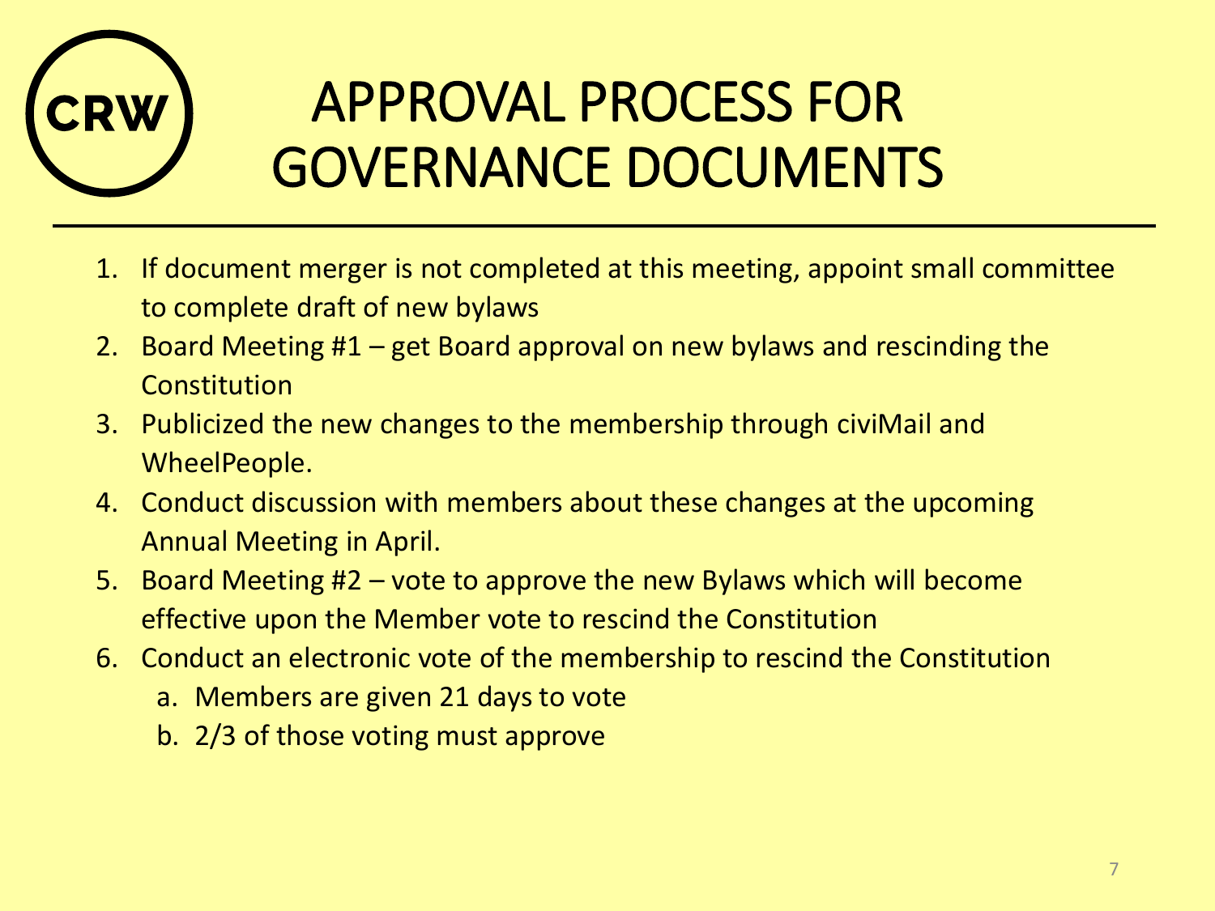# APPROVAL PROCESS FOR GOVERNANCE DOCUMENTS

1. If document merger is not completed at this meeting, appoint small committee to complete draft of new bylaws
2. Board Meeting #1 – get Board approval on new bylaws and rescinding the Constitution
3. Publicized the new changes to the membership through civiMail and WheelPeople.
4. Conduct discussion with members about these changes at the upcoming Annual Meeting in April.
5. Board Meeting #2 – vote to approve the new Bylaws which will become effective upon the Member vote to rescind the Constitution
6. Conduct an electronic vote of the membership to rescind the Constitution
   a. Members are given 21 days to vote
   b. 2/3 of those voting must approve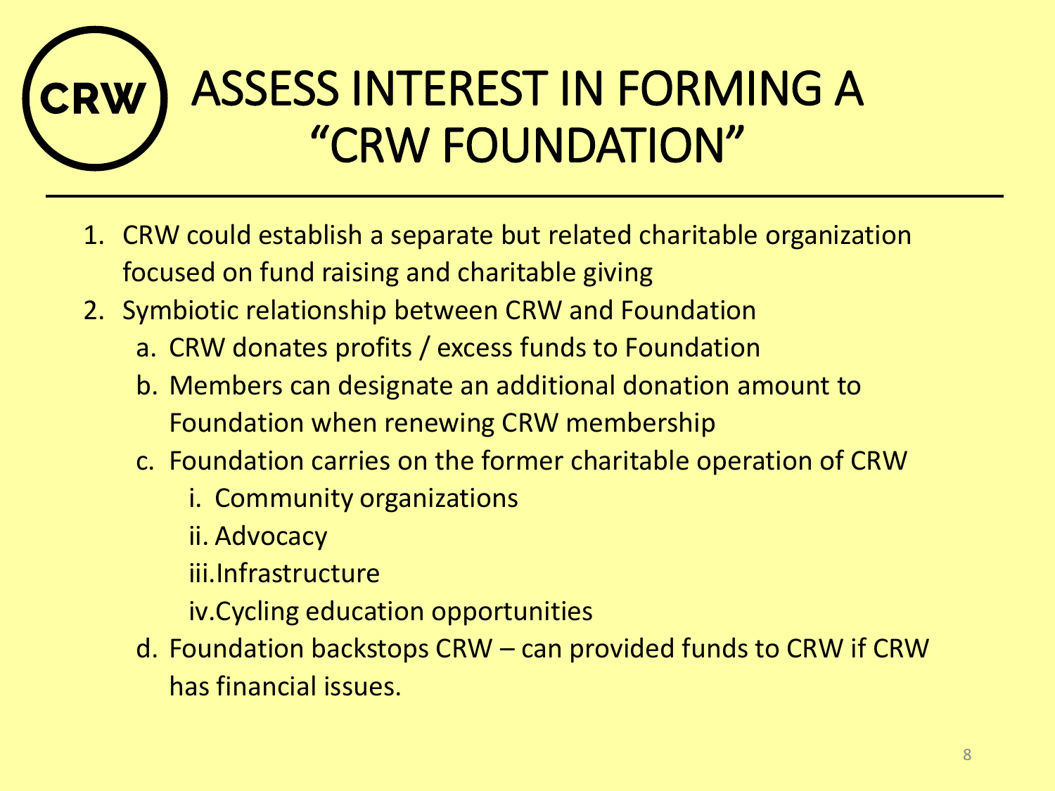# ASSESS INTEREST IN FORMING A "CRW FOUNDATION"

1. CRW could establish a separate but related charitable organization focused on fund raising and charitable giving
2. Symbiotic relationship between CRW and Foundation
   a. CRW donates profits / excess funds to Foundation
   b. Members can designate an additional donation amount to Foundation when renewing CRW membership
   c. Foundation carries on the former charitable operation of CRW
      i. Community organizations
      ii. Advocacy
      iii. Infrastructure
      iv. Cycling education opportunities
   d. Foundation backstops CRW – can provided funds to CRW if CRW has financial issues.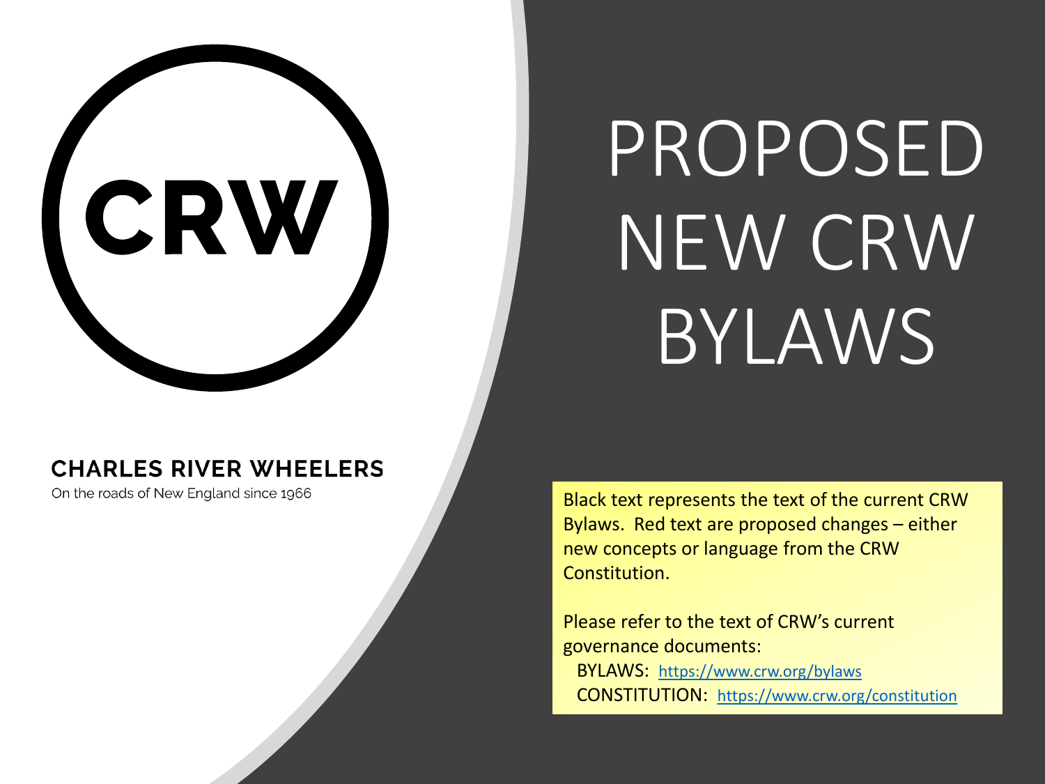CRW

**CHARLES RIVER WHEELERS**

On the roads of New England since 1966

# PROPOSED NEW CRW BYLAWS

Black text represents the text of the current CRW Bylaws. Red text are proposed changes – either new concepts or language from the CRW Constitution.

Please refer to the text of CRW's current governance documents:

BYLAWS: https://www.crw.org/bylaws

CONSTITUTION: https://www.crw.org/constitution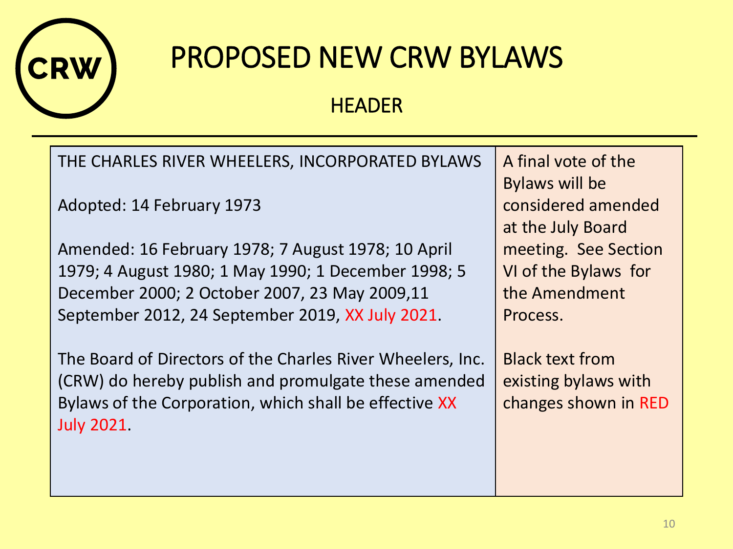# PROPOSED NEW CRW BYLAWS

## HEADER

| | |
|---|---|
| THE CHARLES RIVER WHEELERS, INCORPORATED BYLAWS<br><br>Adopted: 14 February 1973<br><br>Amended: 16 February 1978; 7 August 1978; 10 April 1979; 4 August 1980; 1 May 1990; 1 December 1998; 5 December 2000; 2 October 2007, 23 May 2009,11 September 2012, 24 September 2019, XX July 2021.<br><br>The Board of Directors of the Charles River Wheelers, Inc. (CRW) do hereby publish and promulgate these amended Bylaws of the Corporation, which shall be effective XX July 2021. | A final vote of the Bylaws will be considered amended at the July Board meeting. See Section VI of the Bylaws for the Amendment Process.<br><br>Black text from existing bylaws with changes shown in RED |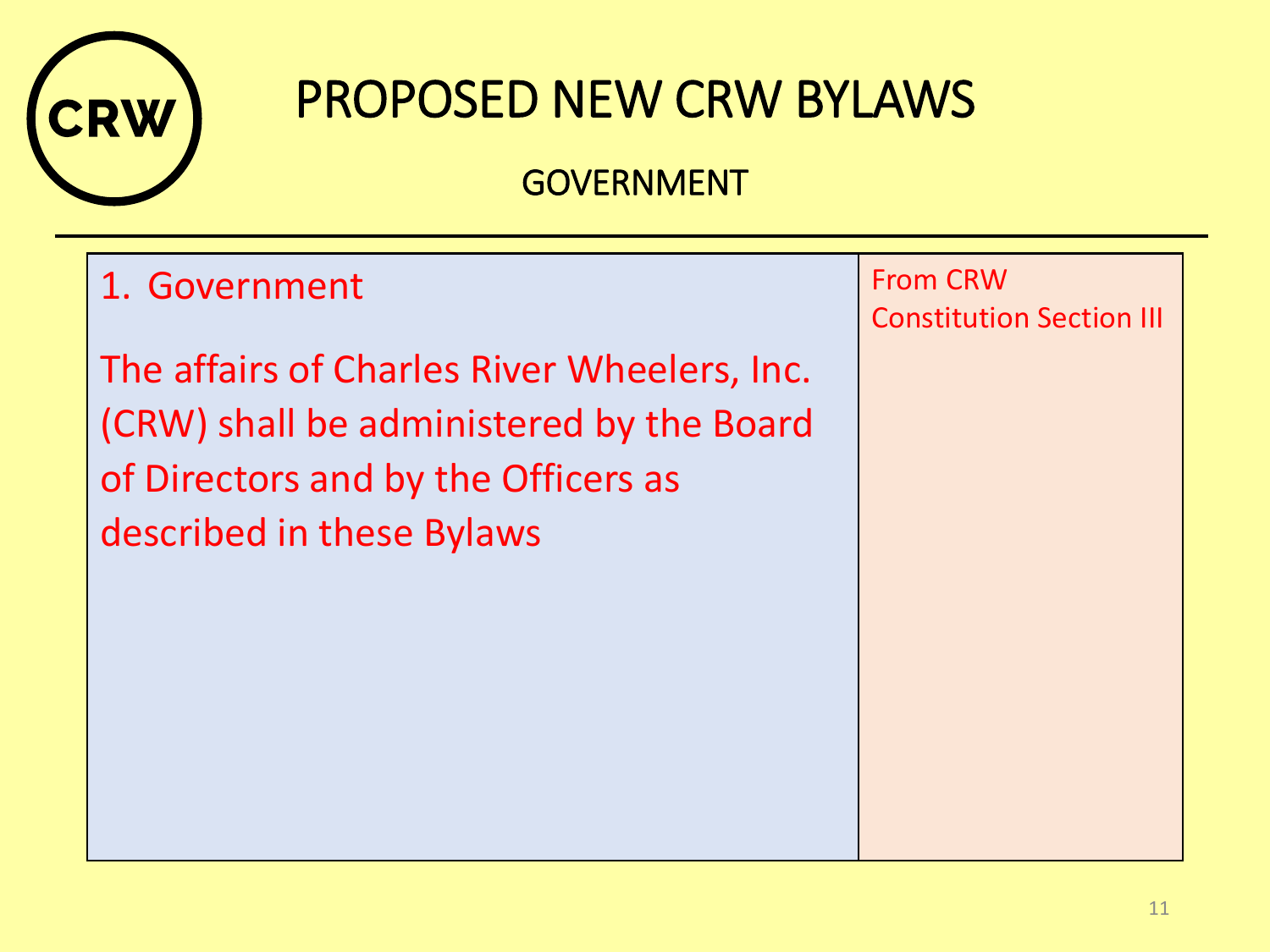# PROPOSED NEW CRW BYLAWS

## GOVERNMENT

| 1. Government<br><br>The affairs of Charles River Wheelers, Inc. (CRW) shall be administered by the Board of Directors and by the Officers as described in these Bylaws | From CRW Constitution Section III |
|---|---|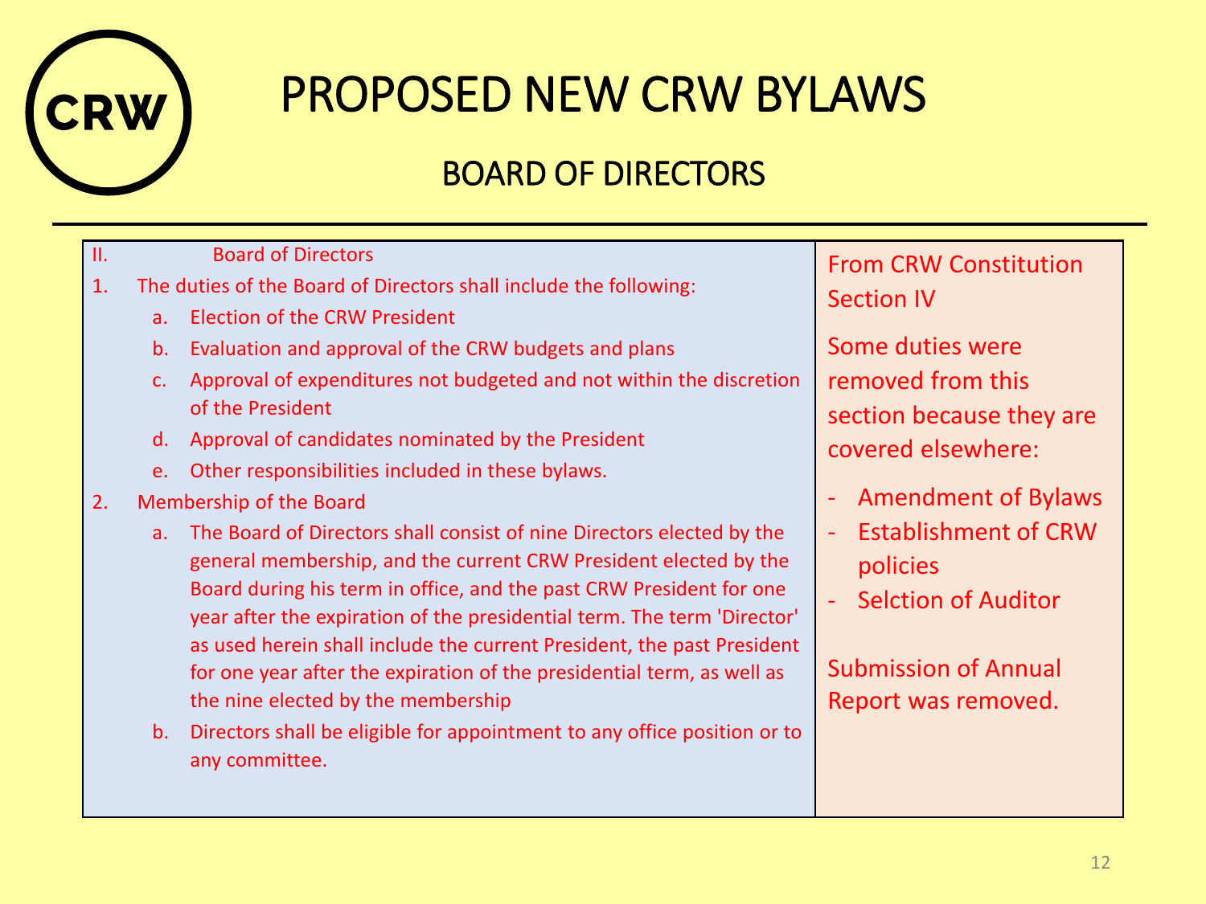# PROPOSED NEW CRW BYLAWS

## BOARD OF DIRECTORS

| II. Board of Directors | From CRW Constitution Section IV |
|---|---|
| 1. The duties of the Board of Directors shall include the following:<br>a. Election of the CRW President<br>b. Evaluation and approval of the CRW budgets and plans<br>c. Approval of expenditures not budgeted and not within the discretion of the President<br>d. Approval of candidates nominated by the President<br>e. Other responsibilities included in these bylaws.<br>2. Membership of the Board<br>a. The Board of Directors shall consist of nine Directors elected by the general membership, and the current CRW President elected by the Board during his term in office, and the past CRW President for one year after the expiration of the presidential term. The term 'Director' as used herein shall include the current President, the past President for one year after the expiration of the presidential term, as well as the nine elected by the membership<br>b. Directors shall be eligible for appointment to any office position or to any committee. | Some duties were removed from this section because they are covered elsewhere:<br>- Amendment of Bylaws<br>- Establishment of CRW policies<br>- Selction of Auditor<br><br>Submission of Annual Report was removed. |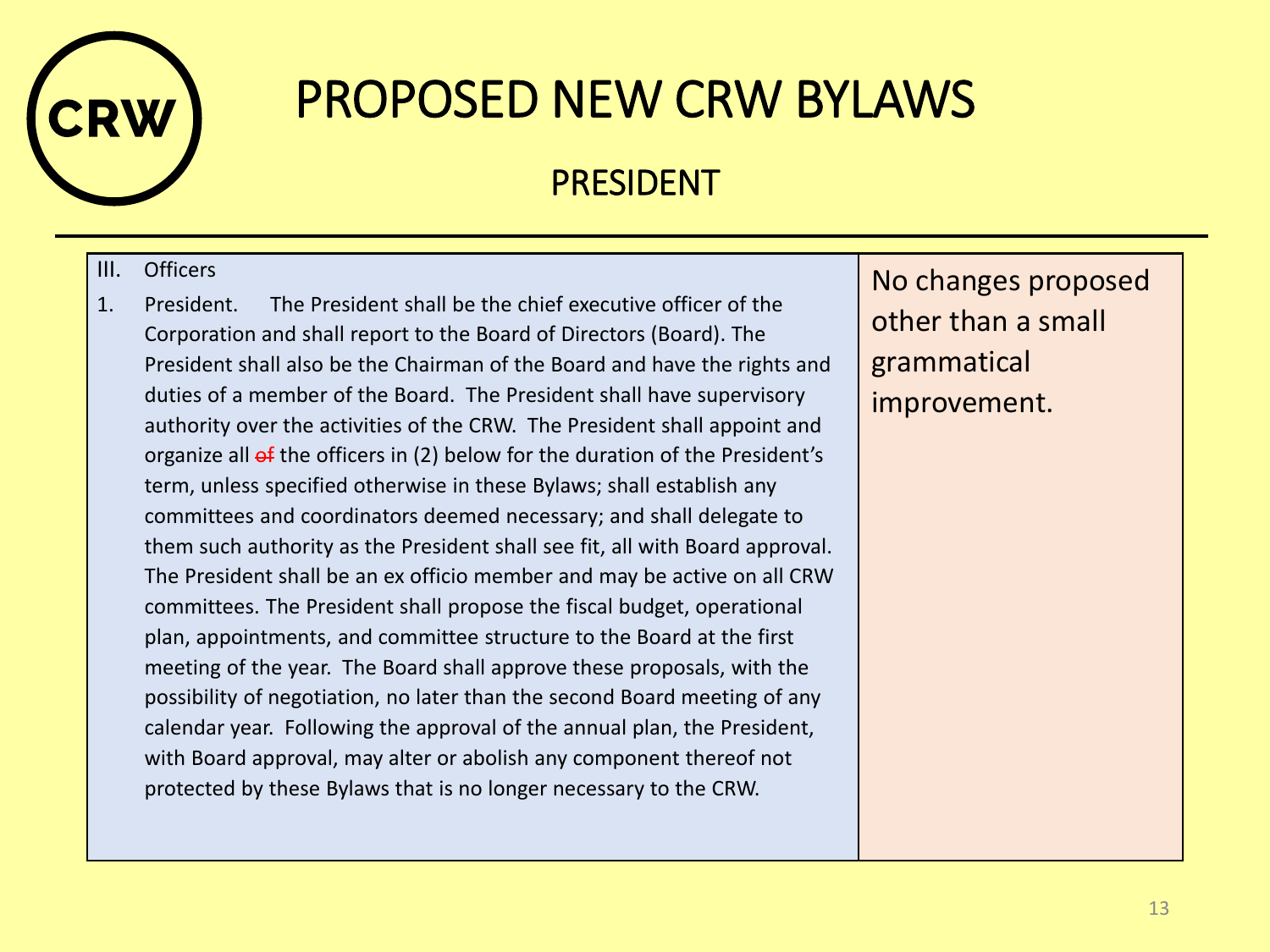# PROPOSED NEW CRW BYLAWS

## PRESIDENT

| III. Officers<br><br>1. President. The President shall be the chief executive officer of the Corporation and shall report to the Board of Directors (Board). The President shall also be the Chairman of the Board and have the rights and duties of a member of the Board. The President shall have supervisory authority over the activities of the CRW. The President shall appoint and organize all ~~of~~ the officers in (2) below for the duration of the President's term, unless specified otherwise in these Bylaws; shall establish any committees and coordinators deemed necessary; and shall delegate to them such authority as the President shall see fit, all with Board approval. The President shall be an ex officio member and may be active on all CRW committees. The President shall propose the fiscal budget, operational plan, appointments, and committee structure to the Board at the first meeting of the year. The Board shall approve these proposals, with the possibility of negotiation, no later than the second Board meeting of any calendar year. Following the approval of the annual plan, the President, with Board approval, may alter or abolish any component thereof not protected by these Bylaws that is no longer necessary to the CRW. | No changes proposed other than a small grammatical improvement. |
|---|---|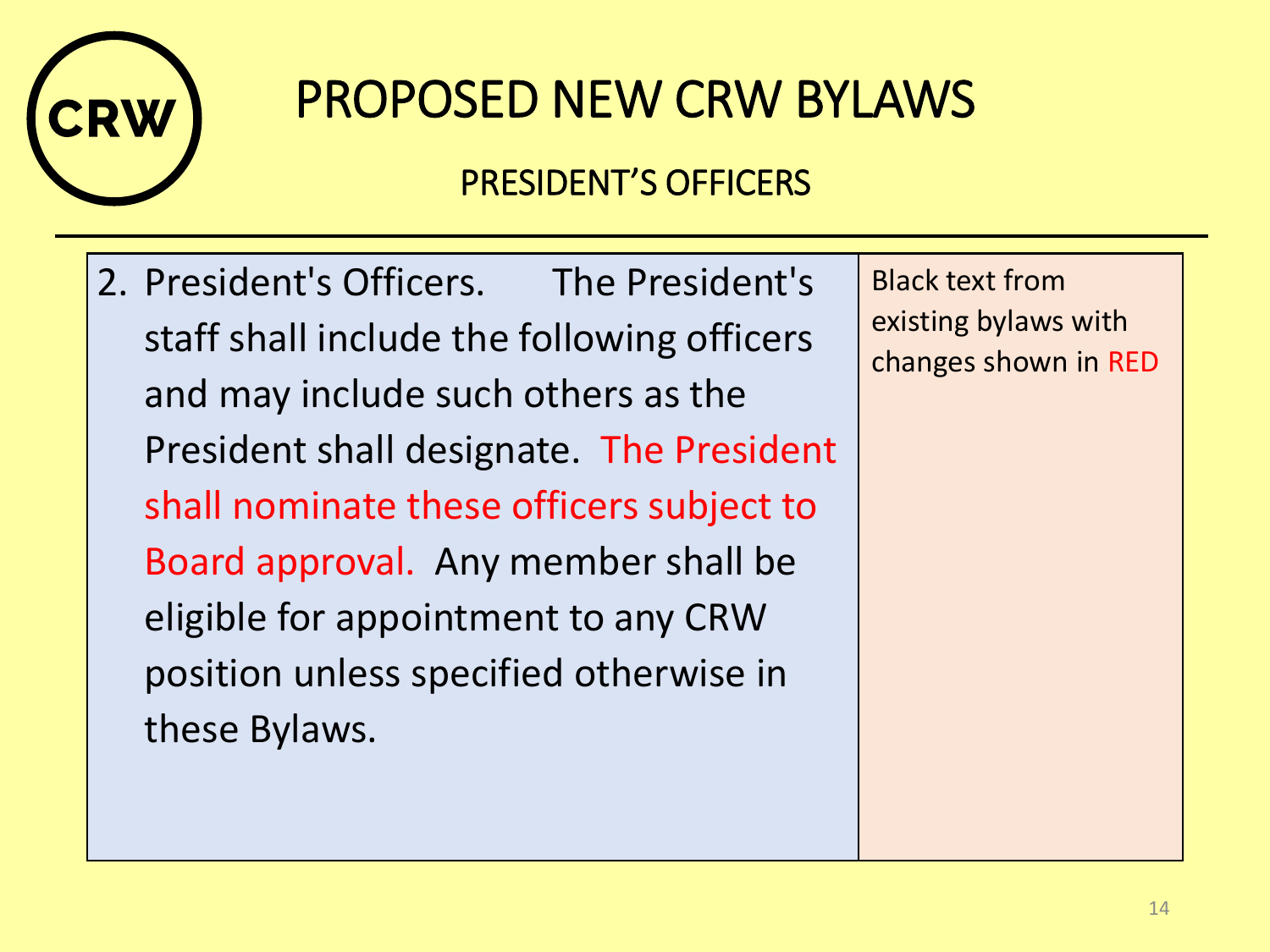# PROPOSED NEW CRW BYLAWS

## PRESIDENT'S OFFICERS

| | |
|---|---|
| 2. President's Officers. The President's staff shall include the following officers and may include such others as the President shall designate. The President shall nominate these officers subject to Board approval. Any member shall be eligible for appointment to any CRW position unless specified otherwise in these Bylaws. | Black text from existing bylaws with changes shown in RED |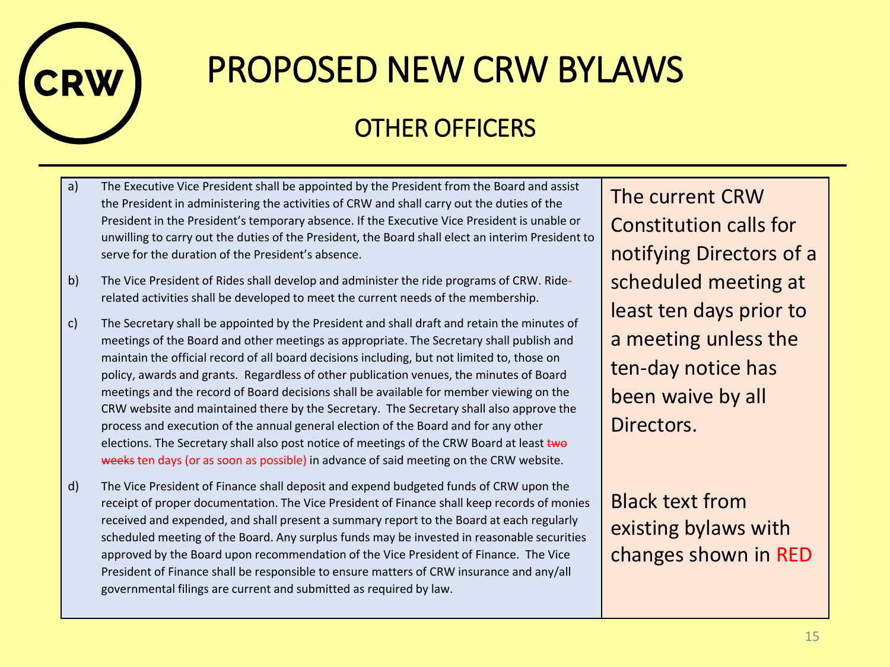# PROPOSED NEW CRW BYLAWS

## OTHER OFFICERS

a) The Executive Vice President shall be appointed by the President from the Board and assist the President in administering the activities of CRW and shall carry out the duties of the President in the President's temporary absence. If the Executive Vice President is unable or unwilling to carry out the duties of the President, the Board shall elect an interim President to serve for the duration of the President's absence.

b) The Vice President of Rides shall develop and administer the ride programs of CRW. Ride-related activities shall be developed to meet the current needs of the membership.

c) The Secretary shall be appointed by the President and shall draft and retain the minutes of meetings of the Board and other meetings as appropriate. The Secretary shall publish and maintain the official record of all board decisions including, but not limited to, those on policy, awards and grants. Regardless of other publication venues, the minutes of Board meetings and the record of Board decisions shall be available for member viewing on the CRW website and maintained there by the Secretary. The Secretary shall also approve the process and execution of the annual general election of the Board and for any other elections. The Secretary shall also post notice of meetings of the CRW Board at least ~~two weeks~~ ten days (or as soon as possible) in advance of said meeting on the CRW website.

d) The Vice President of Finance shall deposit and expend budgeted funds of CRW upon the receipt of proper documentation. The Vice President of Finance shall keep records of monies received and expended, and shall present a summary report to the Board at each regularly scheduled meeting of the Board. Any surplus funds may be invested in reasonable securities approved by the Board upon recommendation of the Vice President of Finance. The Vice President of Finance shall be responsible to ensure matters of CRW insurance and any/all governmental filings are current and submitted as required by law.

The current CRW Constitution calls for notifying Directors of a scheduled meeting at least ten days prior to a meeting unless the ten-day notice has been waive by all Directors.

Black text from existing bylaws with changes shown in RED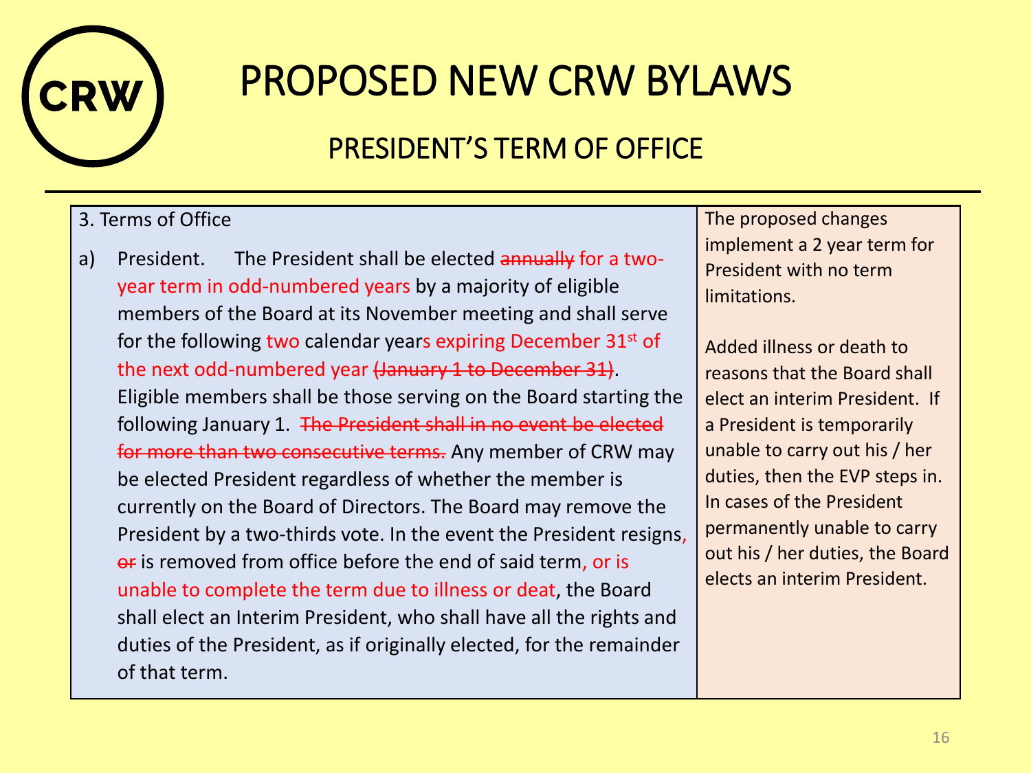# PROPOSED NEW CRW BYLAWS

## PRESIDENT'S TERM OF OFFICE

| 3. Terms of Office<br><br>a) President. The President shall be elected ~~annually~~ for a two-year term in odd-numbered years by a majority of eligible members of the Board at its November meeting and shall serve for the following two calendar years expiring December 31st of the next odd-numbered year ~~(January 1 to December 31)~~. Eligible members shall be those serving on the Board starting the following January 1. ~~The President shall in no event be elected for more than two consecutive terms.~~ Any member of CRW may be elected President regardless of whether the member is currently on the Board of Directors. The Board may remove the President by a two-thirds vote. In the event the President resigns, ~~or~~ is removed from office before the end of said term, or is unable to complete the term due to illness or deat, the Board shall elect an Interim President, who shall have all the rights and duties of the President, as if originally elected, for the remainder of that term. | The proposed changes implement a 2 year term for President with no term limitations.<br><br>Added illness or death to reasons that the Board shall elect an interim President. If a President is temporarily unable to carry out his / her duties, then the EVP steps in. In cases of the President permanently unable to carry out his / her duties, the Board elects an interim President. |
|---|---|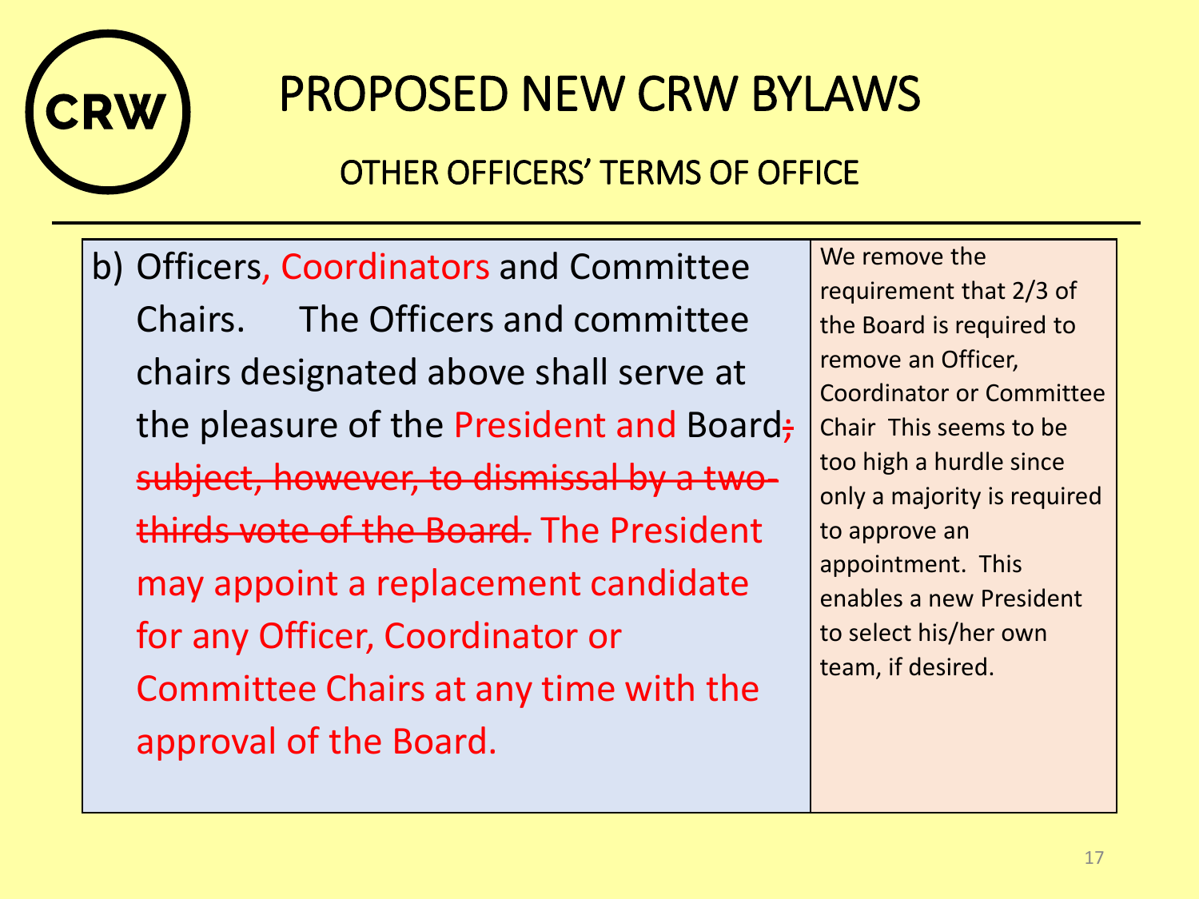# PROPOSED NEW CRW BYLAWS

## OTHER OFFICERS' TERMS OF OFFICE

| | |
|---|---|
| b) Officers, Coordinators and Committee Chairs. The Officers and committee chairs designated above shall serve at the pleasure of the President and Board~~; subject, however, to dismissal by a two-thirds vote of the Board.~~ The President may appoint a replacement candidate for any Officer, Coordinator or Committee Chairs at any time with the approval of the Board. | We remove the requirement that 2/3 of the Board is required to remove an Officer, Coordinator or Committee Chair This seems to be too high a hurdle since only a majority is required to approve an appointment. This enables a new President to select his/her own team, if desired. |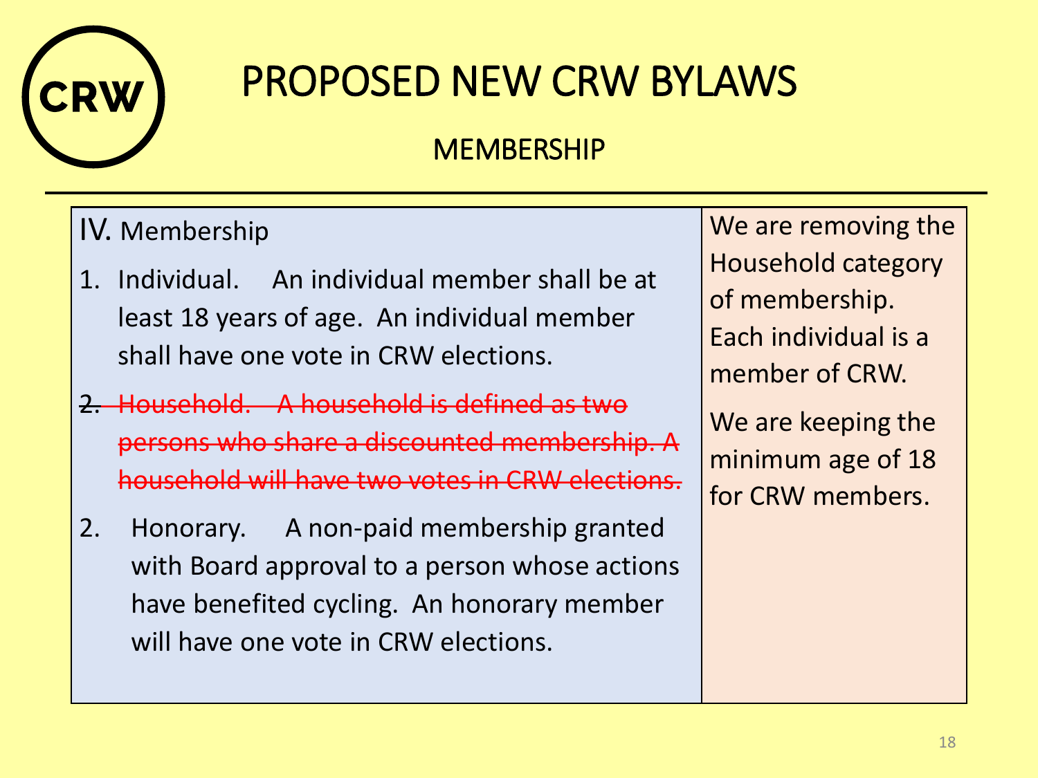# PROPOSED NEW CRW BYLAWS

## MEMBERSHIP

| IV. Membership | |
|---|---|
| 1. Individual. An individual member shall be at least 18 years of age. An individual member shall have one vote in CRW elections.<br><br>~~2. Household. A household is defined as two persons who share a discounted membership. A household will have two votes in CRW elections.~~<br><br>2. Honorary. A non-paid membership granted with Board approval to a person whose actions have benefited cycling. An honorary member will have one vote in CRW elections. | We are removing the Household category of membership. Each individual is a member of CRW.<br><br>We are keeping the minimum age of 18 for CRW members. |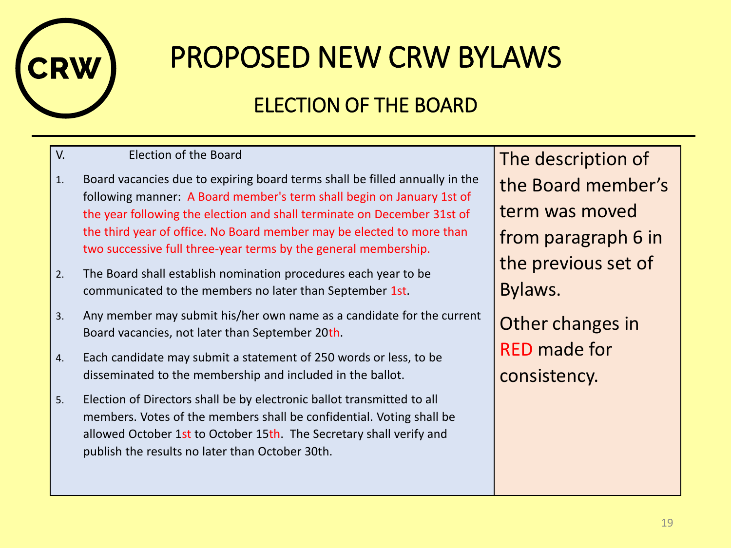# PROPOSED NEW CRW BYLAWS

## ELECTION OF THE BOARD

V. Election of the Board

1. Board vacancies due to expiring board terms shall be filled annually in the following manner: A Board member's term shall begin on January 1st of the year following the election and shall terminate on December 31st of the third year of office. No Board member may be elected to more than two successive full three-year terms by the general membership.
2. The Board shall establish nomination procedures each year to be communicated to the members no later than September 1st.
3. Any member may submit his/her own name as a candidate for the current Board vacancies, not later than September 20th.
4. Each candidate may submit a statement of 250 words or less, to be disseminated to the membership and included in the ballot.
5. Election of Directors shall be by electronic ballot transmitted to all members. Votes of the members shall be confidential. Voting shall be allowed October 1st to October 15th. The Secretary shall verify and publish the results no later than October 30th.

The description of the Board member's term was moved from paragraph 6 in the previous set of Bylaws.

Other changes in RED made for consistency.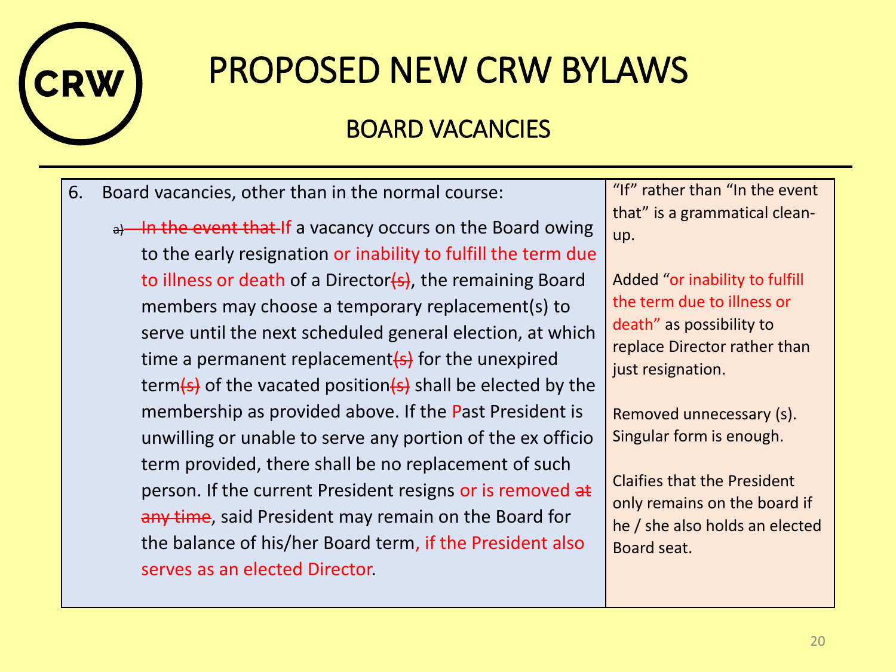# PROPOSED NEW CRW BYLAWS

## BOARD VACANCIES

| | |
|---|---|
| 6. Board vacancies, other than in the normal course:<br><br>~~a)~~ ~~In the event that~~ If a vacancy occurs on the Board owing to the early resignation or inability to fulfill the term due to illness or death of a Director~~(s)~~, the remaining Board members may choose a temporary replacement(s) to serve until the next scheduled general election, at which time a permanent replacement~~(s)~~ for the unexpired term~~(s)~~ of the vacated position~~(s)~~ shall be elected by the membership as provided above. If the Past President is unwilling or unable to serve any portion of the ex officio term provided, there shall be no replacement of such person. If the current President resigns or is removed ~~at any time~~, said President may remain on the Board for the balance of his/her Board term, if the President also serves as an elected Director. | "If" rather than "In the event that" is a grammatical clean-up.<br><br>Added "or inability to fulfill the term due to illness or death" as possibility to replace Director rather than just resignation.<br><br>Removed unnecessary (s). Singular form is enough.<br><br>Claifies that the President only remains on the board if he / she also holds an elected Board seat. |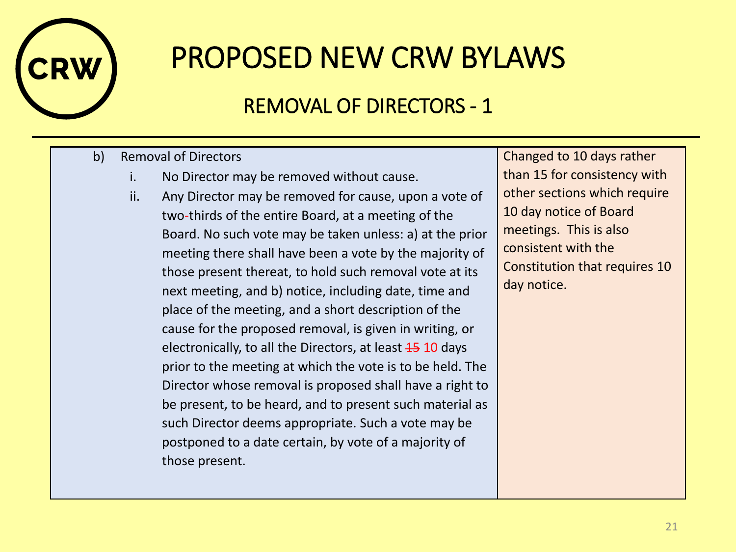# PROPOSED NEW CRW BYLAWS

## REMOVAL OF DIRECTORS - 1

| | |
|---|---|
| b) Removal of Directors<br>i. No Director may be removed without cause.<br>ii. Any Director may be removed for cause, upon a vote of two-thirds of the entire Board, at a meeting of the Board. No such vote may be taken unless: a) at the prior meeting there shall have been a vote by the majority of those present thereat, to hold such removal vote at its next meeting, and b) notice, including date, time and place of the meeting, and a short description of the cause for the proposed removal, is given in writing, or electronically, to all the Directors, at least ~~15~~ 10 days prior to the meeting at which the vote is to be held. The Director whose removal is proposed shall have a right to be present, to be heard, and to present such material as such Director deems appropriate. Such a vote may be postponed to a date certain, by vote of a majority of those present. | Changed to 10 days rather than 15 for consistency with other sections which require 10 day notice of Board meetings. This is also consistent with the Constitution that requires 10 day notice. |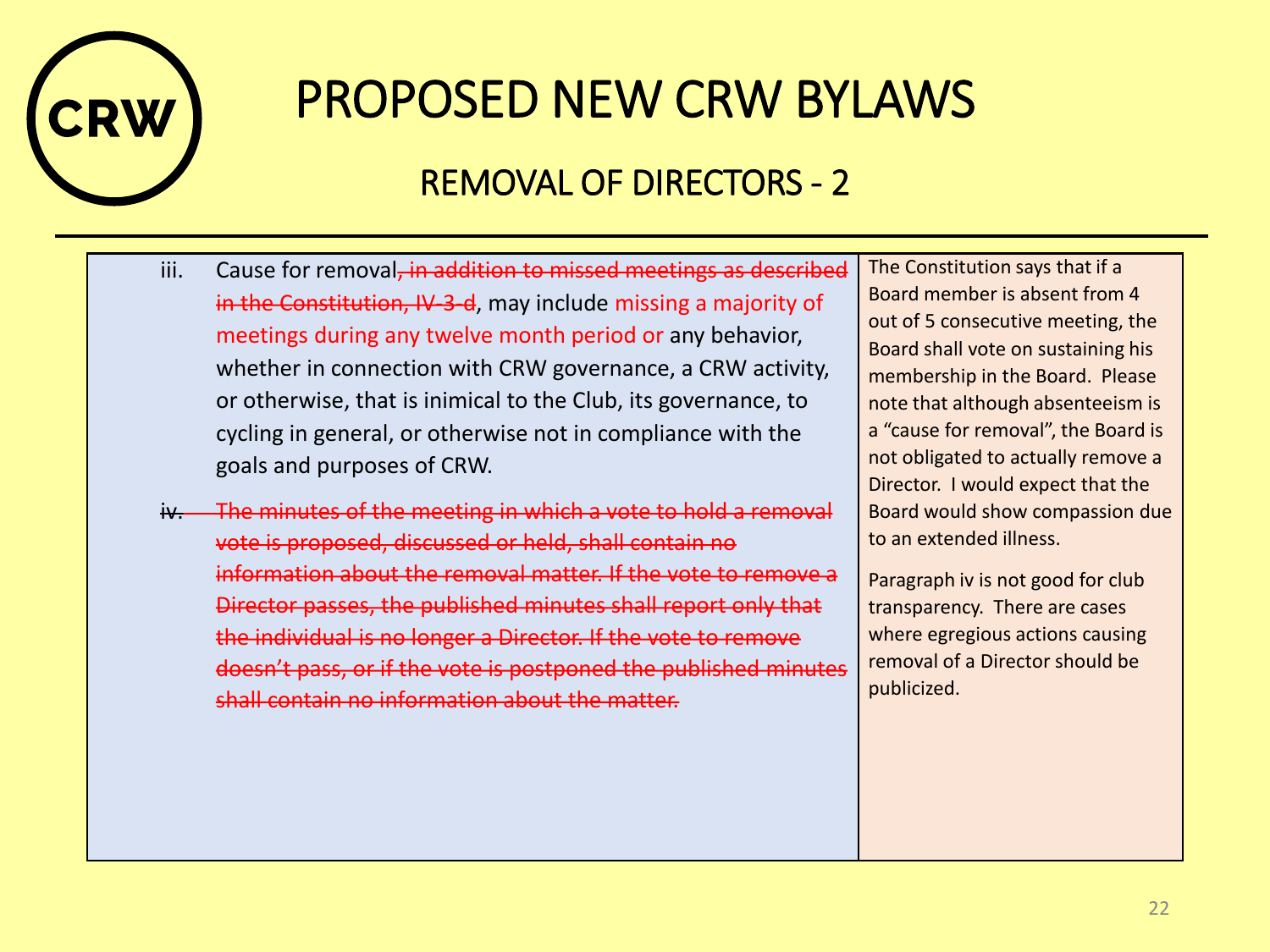# PROPOSED NEW CRW BYLAWS

## REMOVAL OF DIRECTORS - 2

iii. Cause for removal~~, in addition to missed meetings as described in the Constitution, IV-3-d~~, may include missing a majority of meetings during any twelve month period or any behavior, whether in connection with CRW governance, a CRW activity, or otherwise, that is inimical to the Club, its governance, to cycling in general, or otherwise not in compliance with the goals and purposes of CRW.

~~iv. The minutes of the meeting in which a vote to hold a removal vote is proposed, discussed or held, shall contain no information about the removal matter. If the vote to remove a Director passes, the published minutes shall report only that the individual is no longer a Director. If the vote to remove doesn't pass, or if the vote is postponed the published minutes shall contain no information about the matter.~~

The Constitution says that if a Board member is absent from 4 out of 5 consecutive meeting, the Board shall vote on sustaining his membership in the Board. Please note that although absenteeism is a "cause for removal", the Board is not obligated to actually remove a Director. I would expect that the Board would show compassion due to an extended illness.

Paragraph iv is not good for club transparency. There are cases where egregious actions causing removal of a Director should be publicized.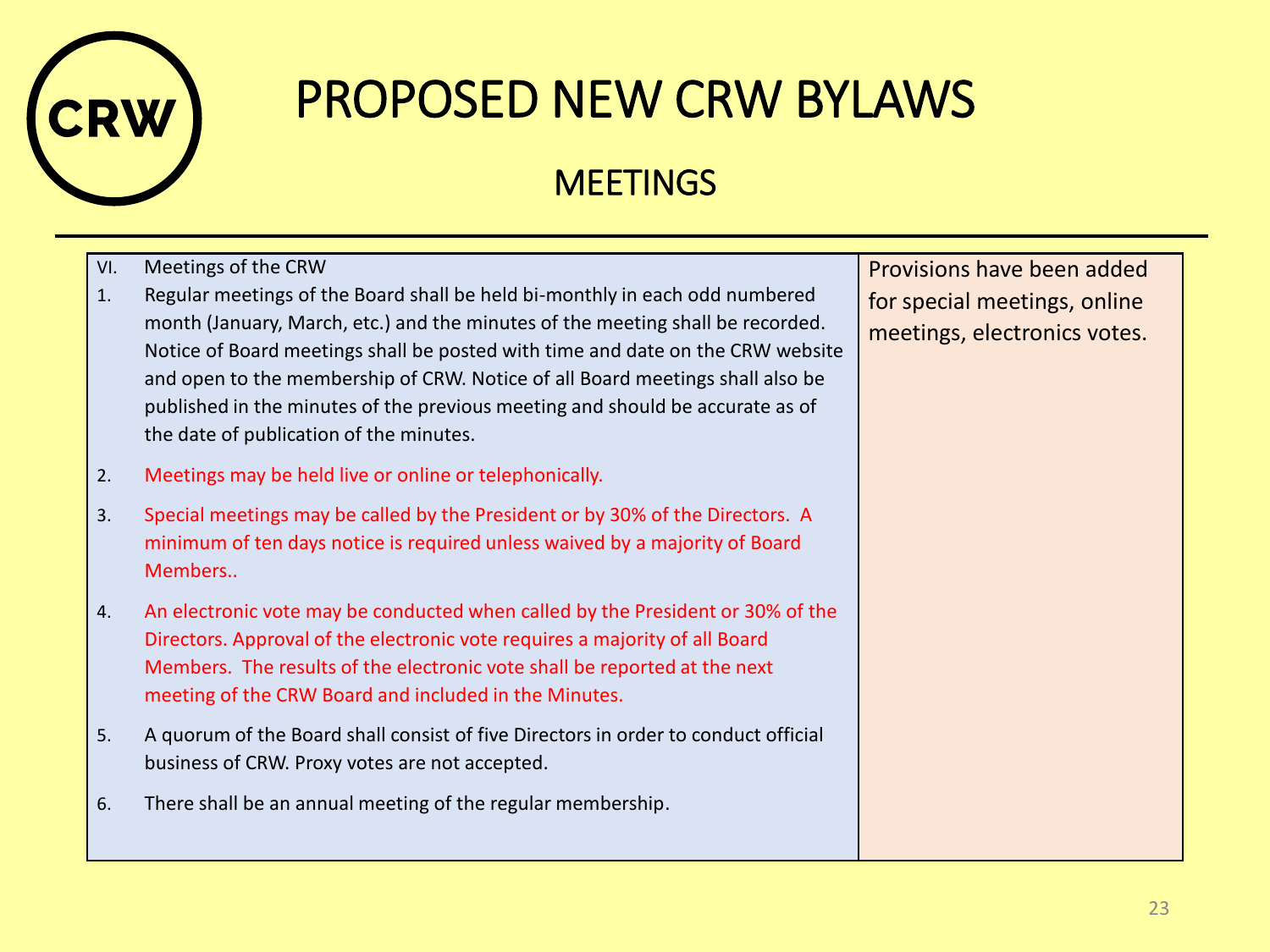# PROPOSED NEW CRW BYLAWS

## MEETINGS

| | |
|---|---|
| VI. Meetings of the CRW<br>1. Regular meetings of the Board shall be held bi-monthly in each odd numbered month (January, March, etc.) and the minutes of the meeting shall be recorded. Notice of Board meetings shall be posted with time and date on the CRW website and open to the membership of CRW. Notice of all Board meetings shall also be published in the minutes of the previous meeting and should be accurate as of the date of publication of the minutes.<br>2. Meetings may be held live or online or telephonically.<br>3. Special meetings may be called by the President or by 30% of the Directors. A minimum of ten days notice is required unless waived by a majority of Board Members..<br>4. An electronic vote may be conducted when called by the President or 30% of the Directors. Approval of the electronic vote requires a majority of all Board Members. The results of the electronic vote shall be reported at the next meeting of the CRW Board and included in the Minutes.<br>5. A quorum of the Board shall consist of five Directors in order to conduct official business of CRW. Proxy votes are not accepted.<br>6. There shall be an annual meeting of the regular membership. | Provisions have been added for special meetings, online meetings, electronics votes. |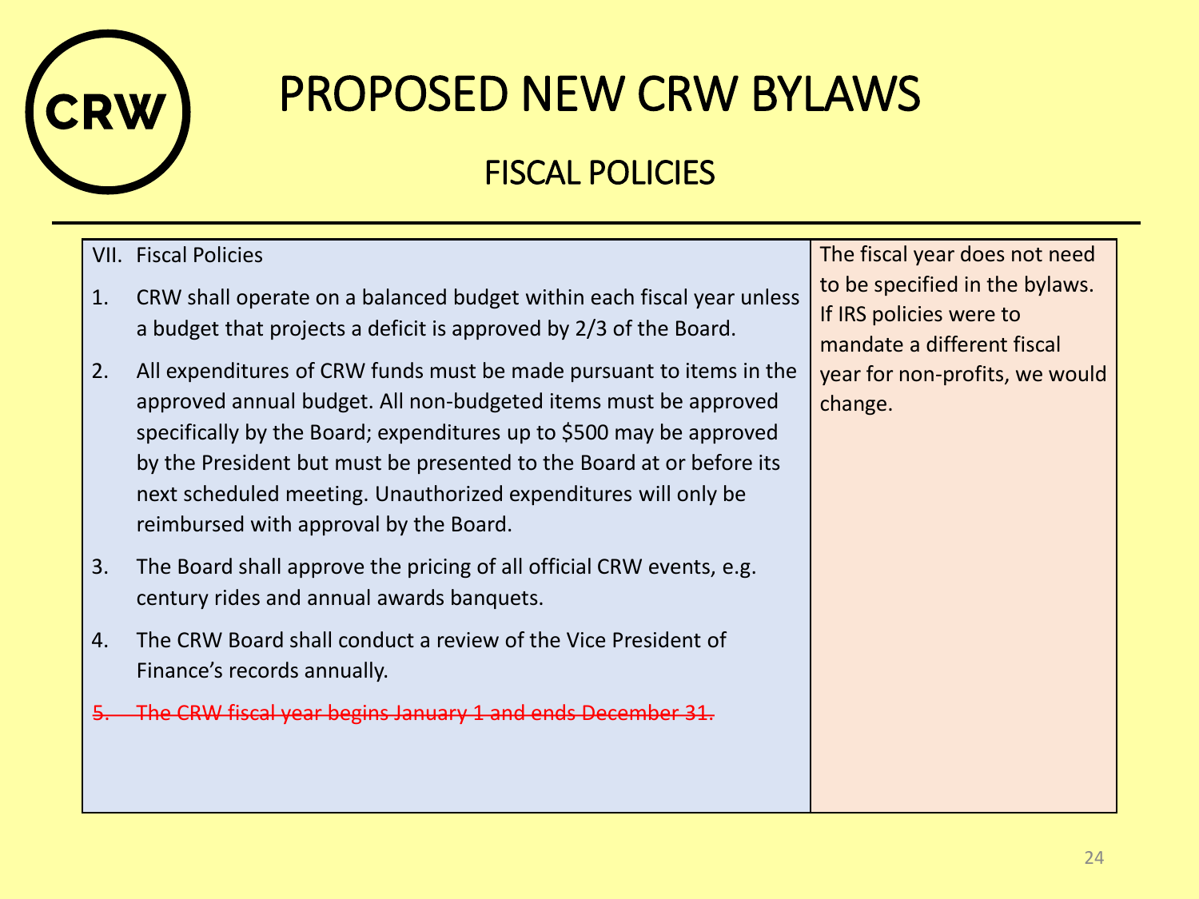# PROPOSED NEW CRW BYLAWS

## FISCAL POLICIES

| VII. Fiscal Policies | The fiscal year does not need to be specified in the bylaws. If IRS policies were to mandate a different fiscal year for non-profits, we would change. |
| --- | --- |
| 1. CRW shall operate on a balanced budget within each fiscal year unless a budget that projects a deficit is approved by 2/3 of the Board.<br>2. All expenditures of CRW funds must be made pursuant to items in the approved annual budget. All non-budgeted items must be approved specifically by the Board; expenditures up to $500 may be approved by the President but must be presented to the Board at or before its next scheduled meeting. Unauthorized expenditures will only be reimbursed with approval by the Board.<br>3. The Board shall approve the pricing of all official CRW events, e.g. century rides and annual awards banquets.<br>4. The CRW Board shall conduct a review of the Vice President of Finance's records annually.<br>~~5. The CRW fiscal year begins January 1 and ends December 31.~~ | |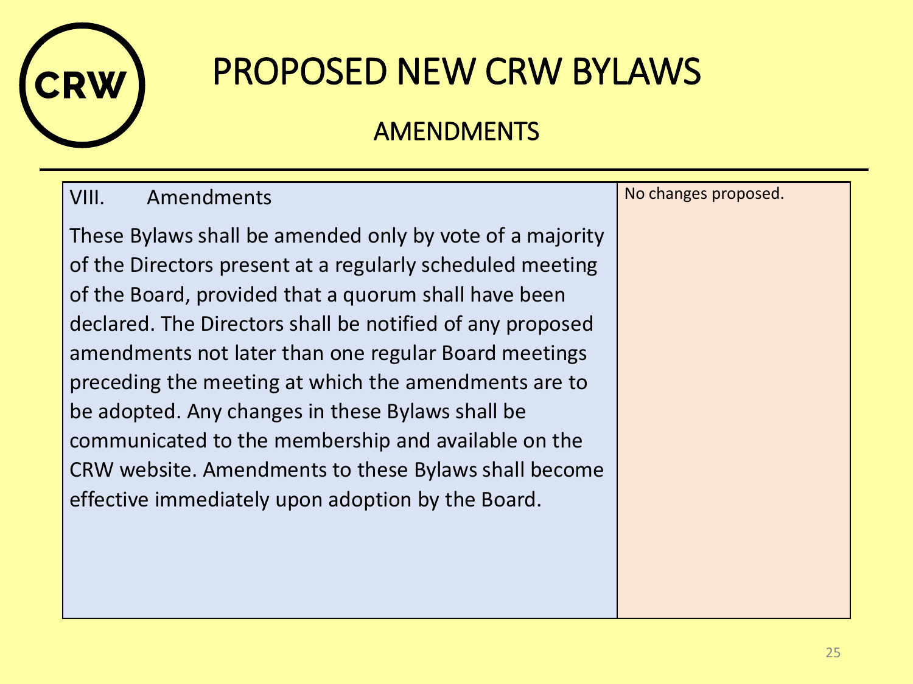# PROPOSED NEW CRW BYLAWS

## AMENDMENTS

| VIII. Amendments | No changes proposed. |
|---|---|
| These Bylaws shall be amended only by vote of a majority of the Directors present at a regularly scheduled meeting of the Board, provided that a quorum shall have been declared. The Directors shall be notified of any proposed amendments not later than one regular Board meetings preceding the meeting at which the amendments are to be adopted. Any changes in these Bylaws shall be communicated to the membership and available on the CRW website. Amendments to these Bylaws shall become effective immediately upon adoption by the Board. | |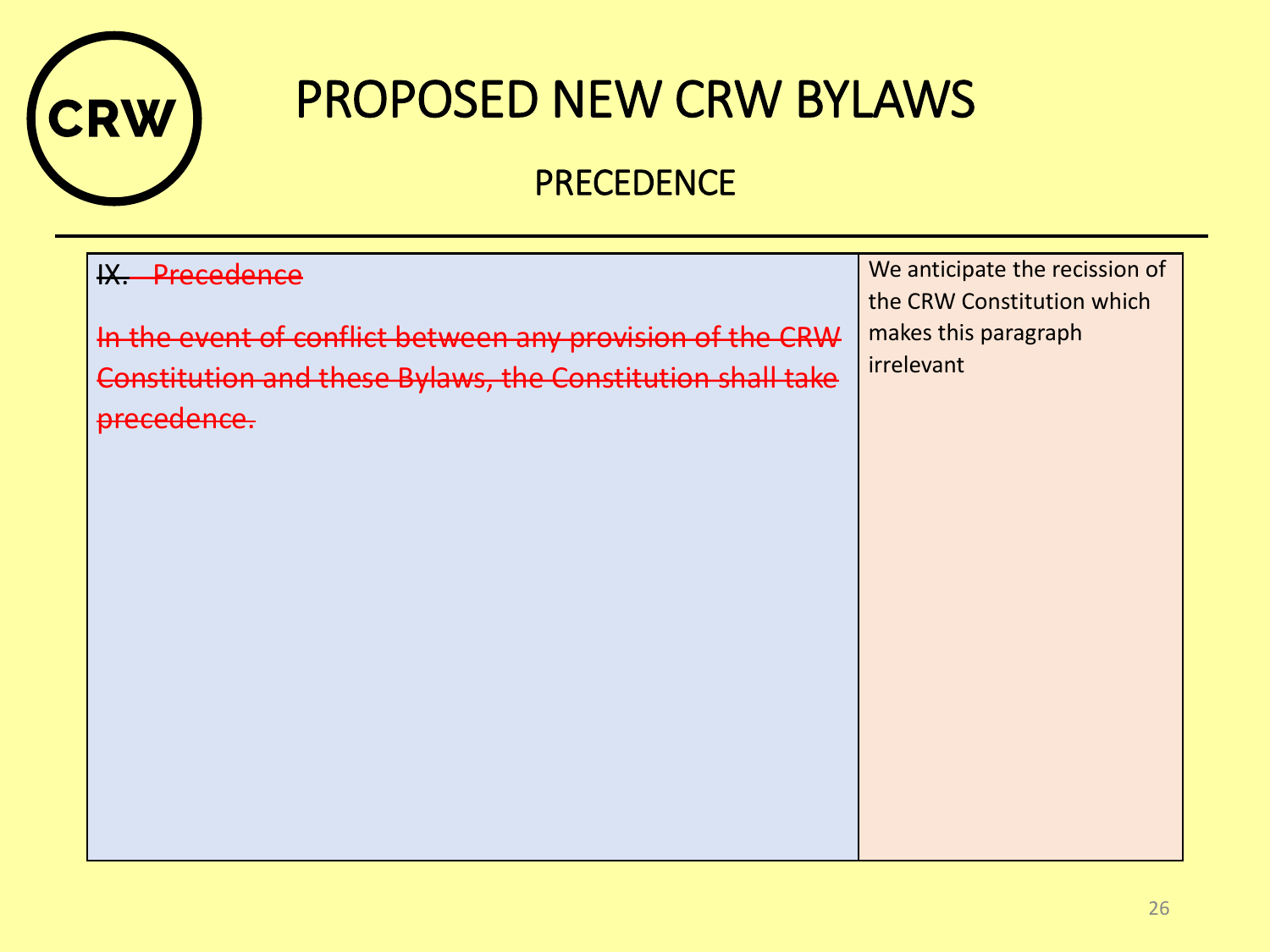# PROPOSED NEW CRW BYLAWS

## PRECEDENCE

| | |
|---|---|
| ~~IX. Precedence~~<br><br>~~In the event of conflict between any provision of the CRW Constitution and these Bylaws, the Constitution shall take precedence.~~ | We anticipate the recission of the CRW Constitution which makes this paragraph irrelevant |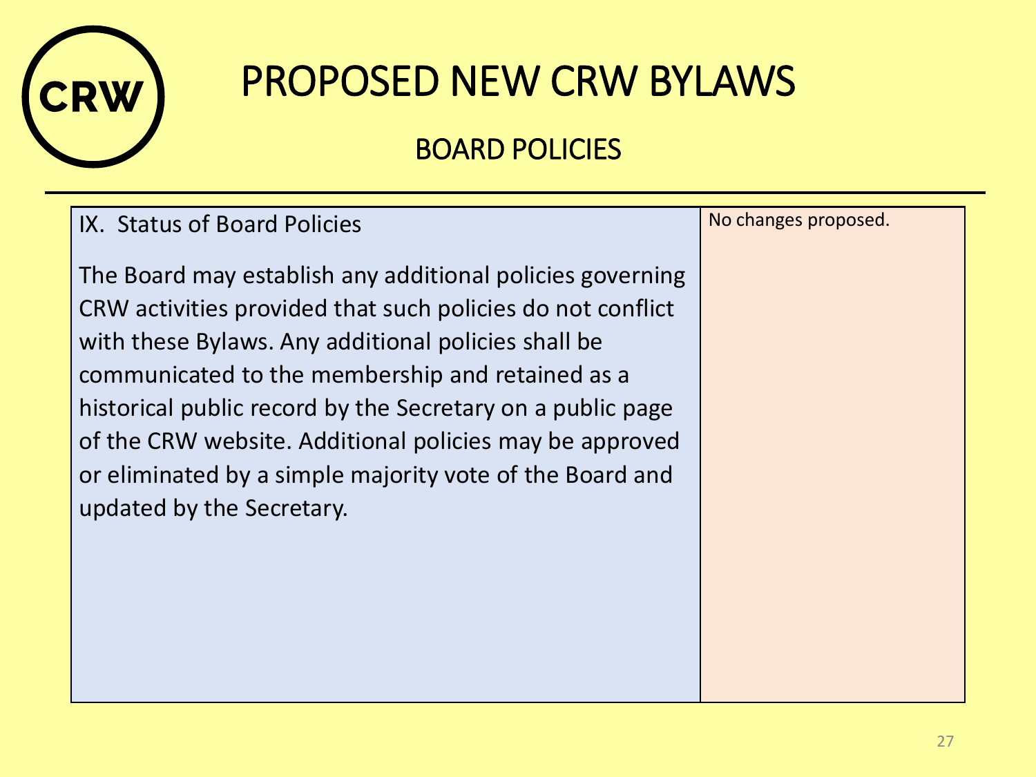# PROPOSED NEW CRW BYLAWS

## BOARD POLICIES

| IX. Status of Board Policies<br><br>The Board may establish any additional policies governing CRW activities provided that such policies do not conflict with these Bylaws. Any additional policies shall be communicated to the membership and retained as a historical public record by the Secretary on a public page of the CRW website. Additional policies may be approved or eliminated by a simple majority vote of the Board and updated by the Secretary. | No changes proposed. |
| --- | --- |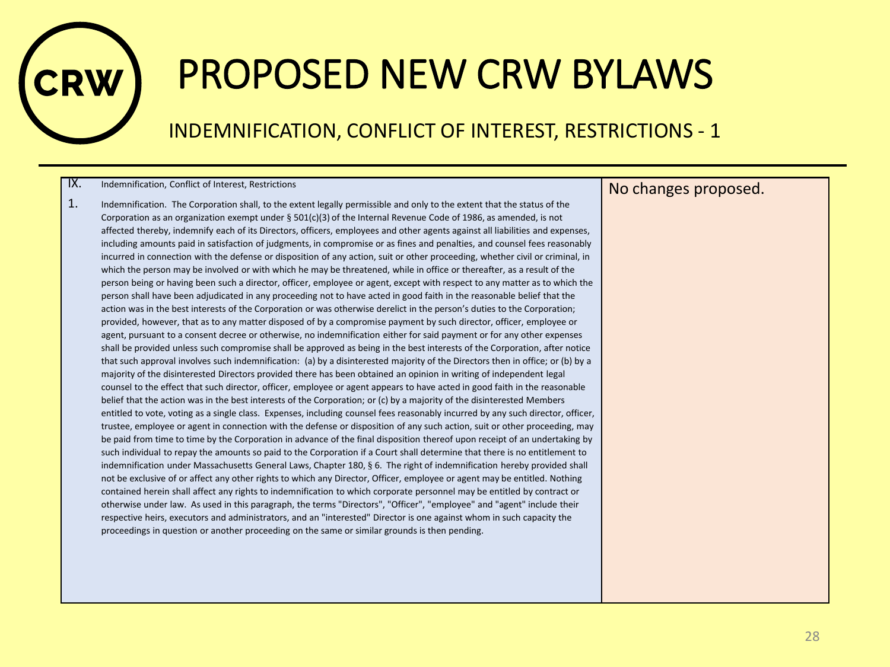# PROPOSED NEW CRW BYLAWS

## INDEMNIFICATION, CONFLICT OF INTEREST, RESTRICTIONS - 1

| | |
|---|---|
| IX. Indemnification, Conflict of Interest, Restrictions<br><br>1. Indemnification. The Corporation shall, to the extent legally permissible and only to the extent that the status of the Corporation as an organization exempt under § 501(c)(3) of the Internal Revenue Code of 1986, as amended, is not affected thereby, indemnify each of its Directors, officers, employees and other agents against all liabilities and expenses, including amounts paid in satisfaction of judgments, in compromise or as fines and penalties, and counsel fees reasonably incurred in connection with the defense or disposition of any action, suit or other proceeding, whether civil or criminal, in which the person may be involved or with which he may be threatened, while in office or thereafter, as a result of the person being or having been such a director, officer, employee or agent, except with respect to any matter as to which the person shall have been adjudicated in any proceeding not to have acted in good faith in the reasonable belief that the action was in the best interests of the Corporation or was otherwise derelict in the person's duties to the Corporation; provided, however, that as to any matter disposed of by a compromise payment by such director, officer, employee or agent, pursuant to a consent decree or otherwise, no indemnification either for said payment or for any other expenses shall be provided unless such compromise shall be approved as being in the best interests of the Corporation, after notice that such approval involves such indemnification: (a) by a disinterested majority of the Directors then in office; or (b) by a majority of the disinterested Directors provided there has been obtained an opinion in writing of independent legal counsel to the effect that such director, officer, employee or agent appears to have acted in good faith in the reasonable belief that the action was in the best interests of the Corporation; or (c) by a majority of the disinterested Members entitled to vote, voting as a single class. Expenses, including counsel fees reasonably incurred by any such director, officer, trustee, employee or agent in connection with the defense or disposition of any such action, suit or other proceeding, may be paid from time to time by the Corporation in advance of the final disposition thereof upon receipt of an undertaking by such individual to repay the amounts so paid to the Corporation if a Court shall determine that there is no entitlement to indemnification under Massachusetts General Laws, Chapter 180, § 6. The right of indemnification hereby provided shall not be exclusive of or affect any other rights to which any Director, Officer, employee or agent may be entitled. Nothing contained herein shall affect any rights to indemnification to which corporate personnel may be entitled by contract or otherwise under law. As used in this paragraph, the terms "Directors", "Officer", "employee" and "agent" include their respective heirs, executors and administrators, and an "interested" Director is one against whom in such capacity the proceedings in question or another proceeding on the same or similar grounds is then pending. | No changes proposed. |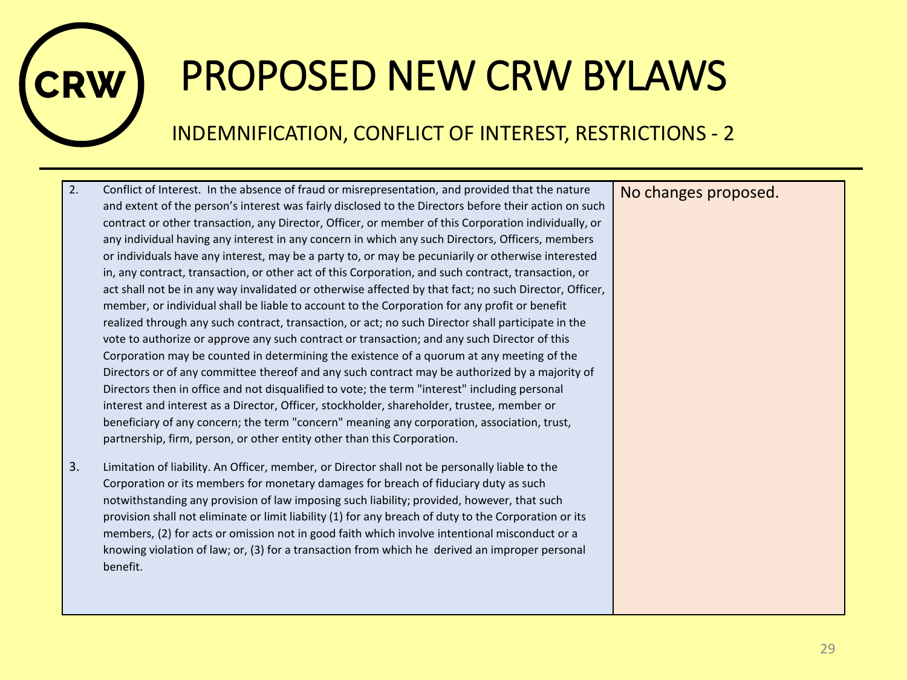# PROPOSED NEW CRW BYLAWS

## INDEMNIFICATION, CONFLICT OF INTEREST, RESTRICTIONS - 2

| | |
|---|---|
| 2. Conflict of Interest. In the absence of fraud or misrepresentation, and provided that the nature and extent of the person's interest was fairly disclosed to the Directors before their action on such contract or other transaction, any Director, Officer, or member of this Corporation individually, or any individual having any interest in any concern in which any such Directors, Officers, members or individuals have any interest, may be a party to, or may be pecuniarily or otherwise interested in, any contract, transaction, or other act of this Corporation, and such contract, transaction, or act shall not be in any way invalidated or otherwise affected by that fact; no such Director, Officer, member, or individual shall be liable to account to the Corporation for any profit or benefit realized through any such contract, transaction, or act; no such Director shall participate in the vote to authorize or approve any such contract or transaction; and any such Director of this Corporation may be counted in determining the existence of a quorum at any meeting of the Directors or of any committee thereof and any such contract may be authorized by a majority of Directors then in office and not disqualified to vote; the term "interest" including personal interest and interest as a Director, Officer, stockholder, shareholder, trustee, member or beneficiary of any concern; the term "concern" meaning any corporation, association, trust, partnership, firm, person, or other entity other than this Corporation.<br><br>3. Limitation of liability. An Officer, member, or Director shall not be personally liable to the Corporation or its members for monetary damages for breach of fiduciary duty as such notwithstanding any provision of law imposing such liability; provided, however, that such provision shall not eliminate or limit liability (1) for any breach of duty to the Corporation or its members, (2) for acts or omission not in good faith which involve intentional misconduct or a knowing violation of law; or, (3) for a transaction from which he derived an improper personal benefit. | No changes proposed. |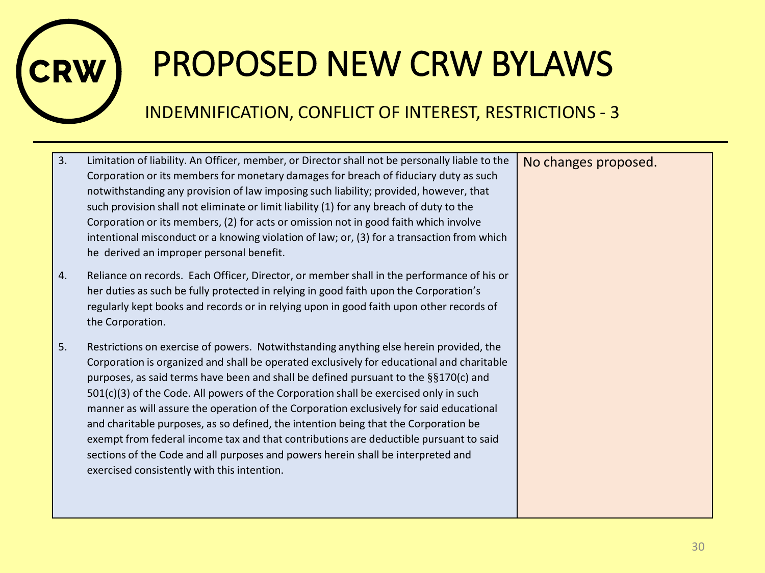# PROPOSED NEW CRW BYLAWS

## INDEMNIFICATION, CONFLICT OF INTEREST, RESTRICTIONS - 3

| Current Bylaws | Proposed Changes |
| --- | --- |
| 3. Limitation of liability. An Officer, member, or Director shall not be personally liable to the Corporation or its members for monetary damages for breach of fiduciary duty as such notwithstanding any provision of law imposing such liability; provided, however, that such provision shall not eliminate or limit liability (1) for any breach of duty to the Corporation or its members, (2) for acts or omission not in good faith which involve intentional misconduct or a knowing violation of law; or, (3) for a transaction from which he derived an improper personal benefit.<br><br>4. Reliance on records. Each Officer, Director, or member shall in the performance of his or her duties as such be fully protected in relying in good faith upon the Corporation's regularly kept books and records or in relying upon in good faith upon other records of the Corporation.<br><br>5. Restrictions on exercise of powers. Notwithstanding anything else herein provided, the Corporation is organized and shall be operated exclusively for educational and charitable purposes, as said terms have been and shall be defined pursuant to the §§170(c) and 501(c)(3) of the Code. All powers of the Corporation shall be exercised only in such manner as will assure the operation of the Corporation exclusively for said educational and charitable purposes, as so defined, the intention being that the Corporation be exempt from federal income tax and that contributions are deductible pursuant to said sections of the Code and all purposes and powers herein shall be interpreted and exercised consistently with this intention. | No changes proposed. |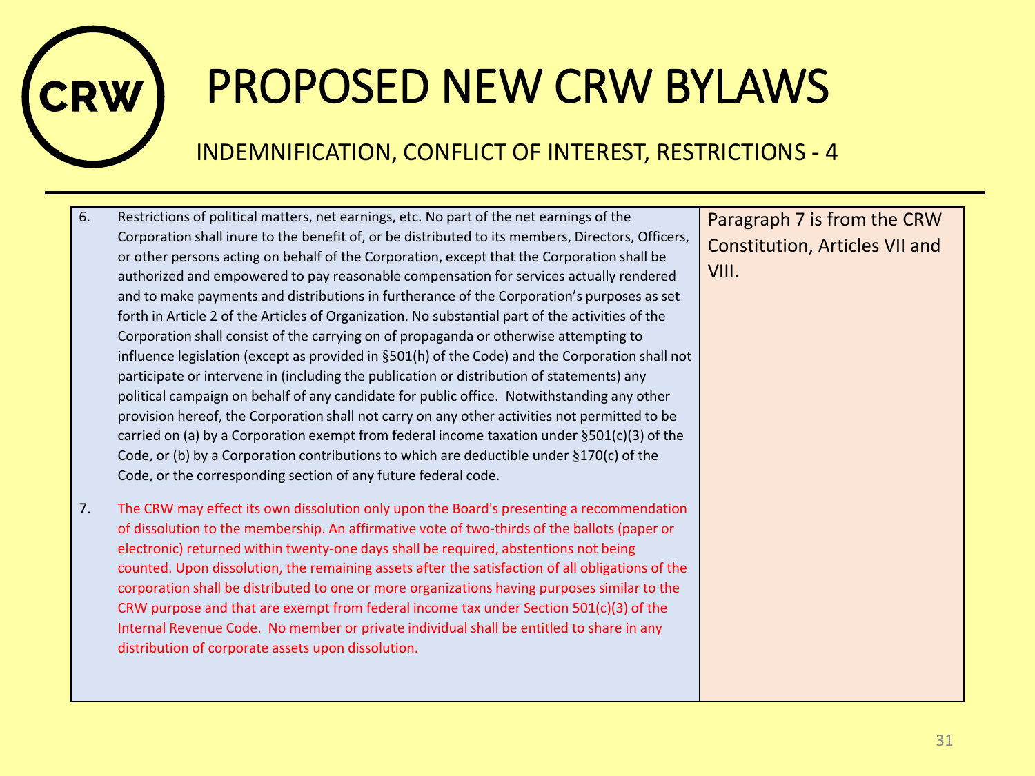# PROPOSED NEW CRW BYLAWS

## INDEMNIFICATION, CONFLICT OF INTEREST, RESTRICTIONS - 4

| Proposed Bylaws | Notes |
|---|---|
| 6. Restrictions of political matters, net earnings, etc. No part of the net earnings of the Corporation shall inure to the benefit of, or be distributed to its members, Directors, Officers, or other persons acting on behalf of the Corporation, except that the Corporation shall be authorized and empowered to pay reasonable compensation for services actually rendered and to make payments and distributions in furtherance of the Corporation's purposes as set forth in Article 2 of the Articles of Organization. No substantial part of the activities of the Corporation shall consist of the carrying on of propaganda or otherwise attempting to influence legislation (except as provided in §501(h) of the Code) and the Corporation shall not participate or intervene in (including the publication or distribution of statements) any political campaign on behalf of any candidate for public office. Notwithstanding any other provision hereof, the Corporation shall not carry on any other activities not permitted to be carried on (a) by a Corporation exempt from federal income taxation under §501(c)(3) of the Code, or (b) by a Corporation contributions to which are deductible under §170(c) of the Code, or the corresponding section of any future federal code. | Paragraph 7 is from the CRW Constitution, Articles VII and VIII. |
| 7. The CRW may effect its own dissolution only upon the Board's presenting a recommendation of dissolution to the membership. An affirmative vote of two-thirds of the ballots (paper or electronic) returned within twenty-one days shall be required, abstentions not being counted. Upon dissolution, the remaining assets after the satisfaction of all obligations of the corporation shall be distributed to one or more organizations having purposes similar to the CRW purpose and that are exempt from federal income tax under Section 501(c)(3) of the Internal Revenue Code. No member or private individual shall be entitled to share in any distribution of corporate assets upon dissolution. | |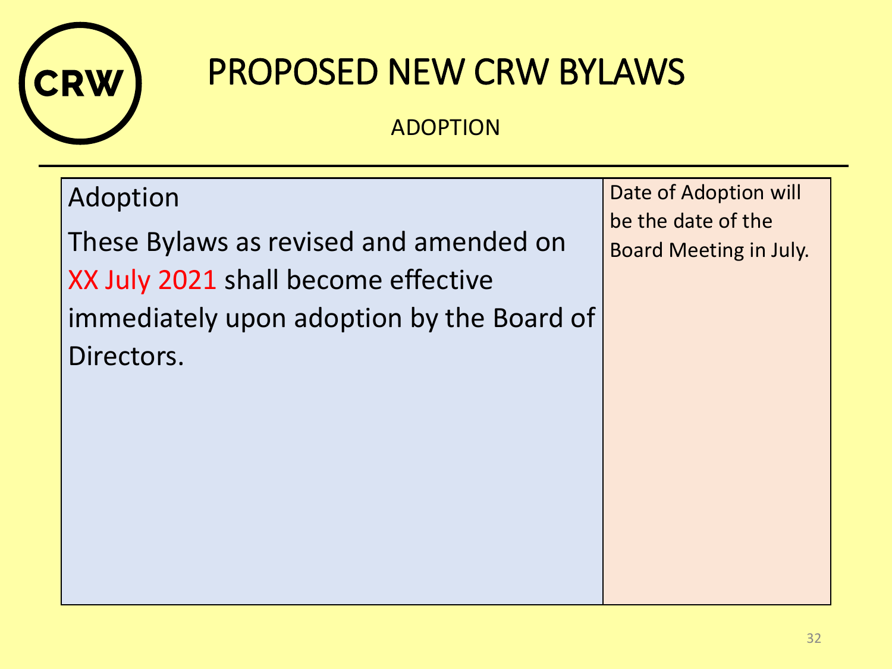# PROPOSED NEW CRW BYLAWS

ADOPTION

| | |
|---|---|
| Adoption<br><br>These Bylaws as revised and amended on XX July 2021 shall become effective immediately upon adoption by the Board of Directors. | Date of Adoption will be the date of the Board Meeting in July. |